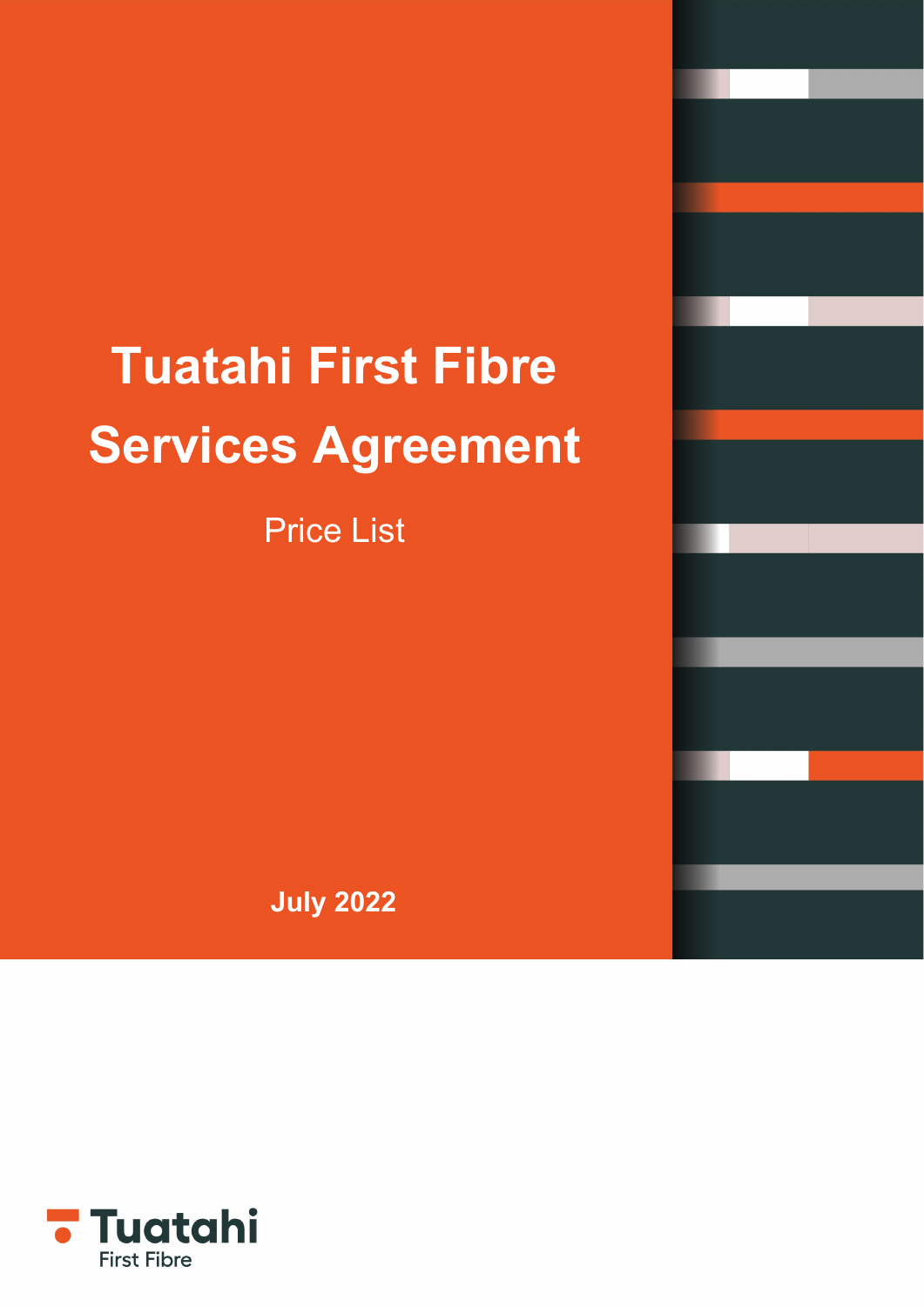# Tuatahi First Fibre Services Agreement

Price List

**July 2022**

Tuatahi
First Fibre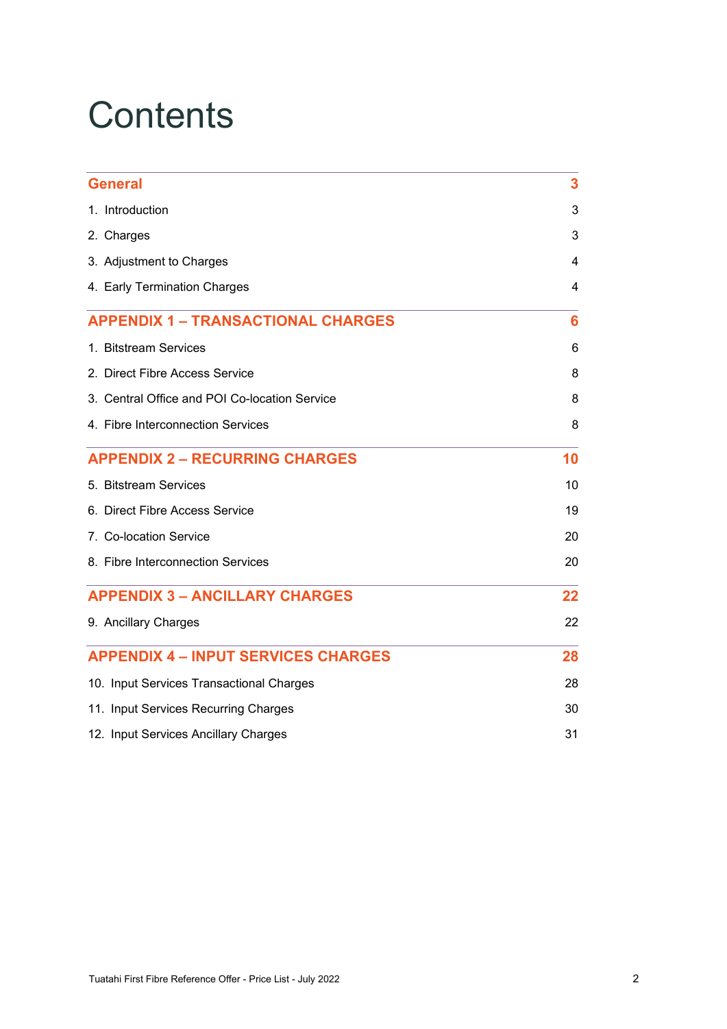# Contents

| | |
|---|---|
| **General** | **3** |
| 1. Introduction | 3 |
| 2. Charges | 3 |
| 3. Adjustment to Charges | 4 |
| 4. Early Termination Charges | 4 |
| **APPENDIX 1 – TRANSACTIONAL CHARGES** | **6** |
| 1. Bitstream Services | 6 |
| 2. Direct Fibre Access Service | 8 |
| 3. Central Office and POI Co-location Service | 8 |
| 4. Fibre Interconnection Services | 8 |
| **APPENDIX 2 – RECURRING CHARGES** | **10** |
| 5. Bitstream Services | 10 |
| 6. Direct Fibre Access Service | 19 |
| 7. Co-location Service | 20 |
| 8. Fibre Interconnection Services | 20 |
| **APPENDIX 3 – ANCILLARY CHARGES** | **22** |
| 9. Ancillary Charges | 22 |
| **APPENDIX 4 – INPUT SERVICES CHARGES** | **28** |
| 10. Input Services Transactional Charges | 28 |
| 11. Input Services Recurring Charges | 30 |
| 12. Input Services Ancillary Charges | 31 |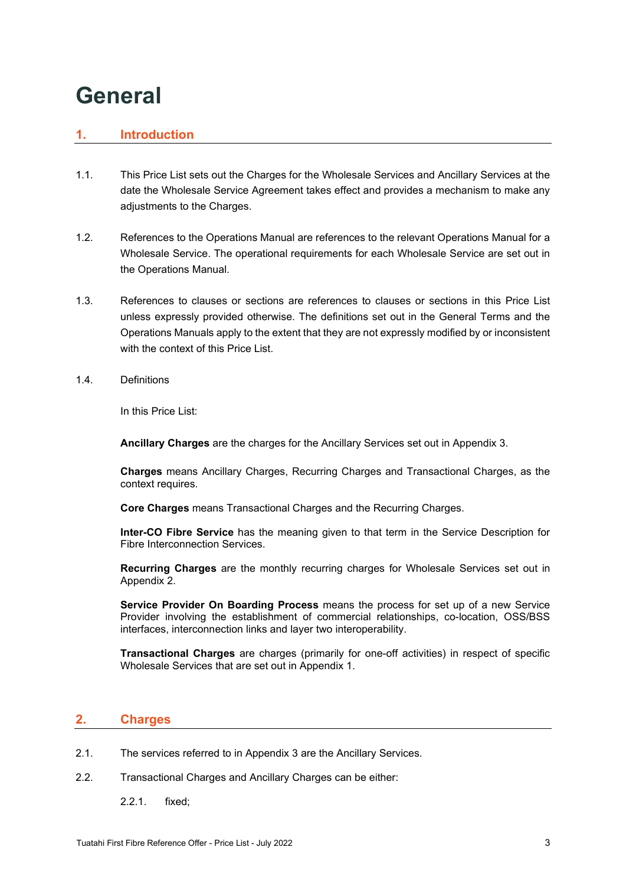# General

## 1. Introduction

1.1. This Price List sets out the Charges for the Wholesale Services and Ancillary Services at the date the Wholesale Service Agreement takes effect and provides a mechanism to make any adjustments to the Charges.

1.2. References to the Operations Manual are references to the relevant Operations Manual for a Wholesale Service. The operational requirements for each Wholesale Service are set out in the Operations Manual.

1.3. References to clauses or sections are references to clauses or sections in this Price List unless expressly provided otherwise. The definitions set out in the General Terms and the Operations Manuals apply to the extent that they are not expressly modified by or inconsistent with the context of this Price List.

1.4. Definitions

In this Price List:

**Ancillary Charges** are the charges for the Ancillary Services set out in Appendix 3.

**Charges** means Ancillary Charges, Recurring Charges and Transactional Charges, as the context requires.

**Core Charges** means Transactional Charges and the Recurring Charges.

**Inter-CO Fibre Service** has the meaning given to that term in the Service Description for Fibre Interconnection Services.

**Recurring Charges** are the monthly recurring charges for Wholesale Services set out in Appendix 2.

**Service Provider On Boarding Process** means the process for set up of a new Service Provider involving the establishment of commercial relationships, co-location, OSS/BSS interfaces, interconnection links and layer two interoperability.

**Transactional Charges** are charges (primarily for one-off activities) in respect of specific Wholesale Services that are set out in Appendix 1.

## 2. Charges

2.1. The services referred to in Appendix 3 are the Ancillary Services.

2.2. Transactional Charges and Ancillary Charges can be either:

2.2.1. fixed;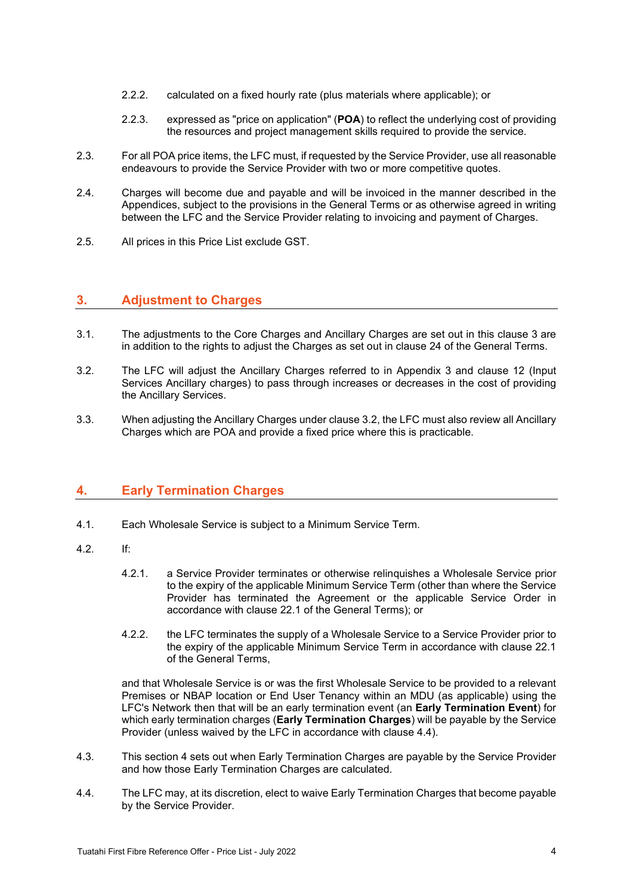2.2.2. calculated on a fixed hourly rate (plus materials where applicable); or

2.2.3. expressed as "price on application" (**POA**) to reflect the underlying cost of providing the resources and project management skills required to provide the service.

2.3. For all POA price items, the LFC must, if requested by the Service Provider, use all reasonable endeavours to provide the Service Provider with two or more competitive quotes.

2.4. Charges will become due and payable and will be invoiced in the manner described in the Appendices, subject to the provisions in the General Terms or as otherwise agreed in writing between the LFC and the Service Provider relating to invoicing and payment of Charges.

2.5. All prices in this Price List exclude GST.

## 3. Adjustment to Charges

3.1. The adjustments to the Core Charges and Ancillary Charges are set out in this clause 3 are in addition to the rights to adjust the Charges as set out in clause 24 of the General Terms.

3.2. The LFC will adjust the Ancillary Charges referred to in Appendix 3 and clause 12 (Input Services Ancillary charges) to pass through increases or decreases in the cost of providing the Ancillary Services.

3.3. When adjusting the Ancillary Charges under clause 3.2, the LFC must also review all Ancillary Charges which are POA and provide a fixed price where this is practicable.

## 4. Early Termination Charges

4.1. Each Wholesale Service is subject to a Minimum Service Term.

4.2. If:

4.2.1. a Service Provider terminates or otherwise relinquishes a Wholesale Service prior to the expiry of the applicable Minimum Service Term (other than where the Service Provider has terminated the Agreement or the applicable Service Order in accordance with clause 22.1 of the General Terms); or

4.2.2. the LFC terminates the supply of a Wholesale Service to a Service Provider prior to the expiry of the applicable Minimum Service Term in accordance with clause 22.1 of the General Terms,

and that Wholesale Service is or was the first Wholesale Service to be provided to a relevant Premises or NBAP location or End User Tenancy within an MDU (as applicable) using the LFC's Network then that will be an early termination event (an **Early Termination Event**) for which early termination charges (**Early Termination Charges**) will be payable by the Service Provider (unless waived by the LFC in accordance with clause 4.4).

4.3. This section 4 sets out when Early Termination Charges are payable by the Service Provider and how those Early Termination Charges are calculated.

4.4. The LFC may, at its discretion, elect to waive Early Termination Charges that become payable by the Service Provider.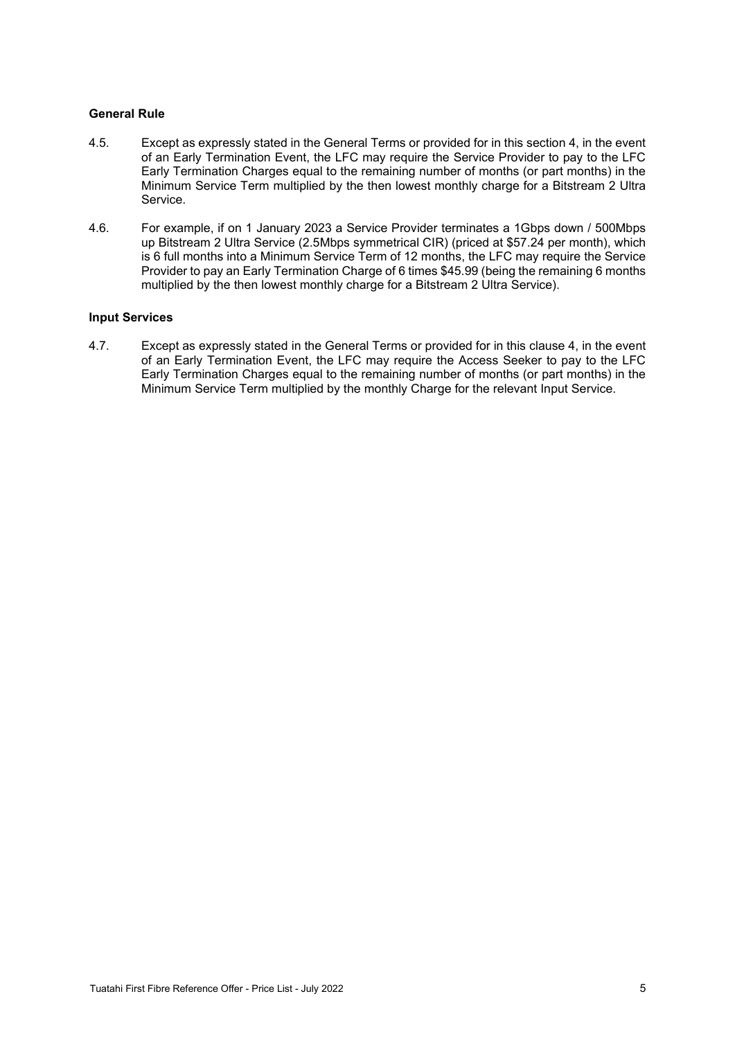**General Rule**

4.5. Except as expressly stated in the General Terms or provided for in this section 4, in the event of an Early Termination Event, the LFC may require the Service Provider to pay to the LFC Early Termination Charges equal to the remaining number of months (or part months) in the Minimum Service Term multiplied by the then lowest monthly charge for a Bitstream 2 Ultra Service.

4.6. For example, if on 1 January 2023 a Service Provider terminates a 1Gbps down / 500Mbps up Bitstream 2 Ultra Service (2.5Mbps symmetrical CIR) (priced at $57.24 per month), which is 6 full months into a Minimum Service Term of 12 months, the LFC may require the Service Provider to pay an Early Termination Charge of 6 times $45.99 (being the remaining 6 months multiplied by the then lowest monthly charge for a Bitstream 2 Ultra Service).

**Input Services**

4.7. Except as expressly stated in the General Terms or provided for in this clause 4, in the event of an Early Termination Event, the LFC may require the Access Seeker to pay to the LFC Early Termination Charges equal to the remaining number of months (or part months) in the Minimum Service Term multiplied by the monthly Charge for the relevant Input Service.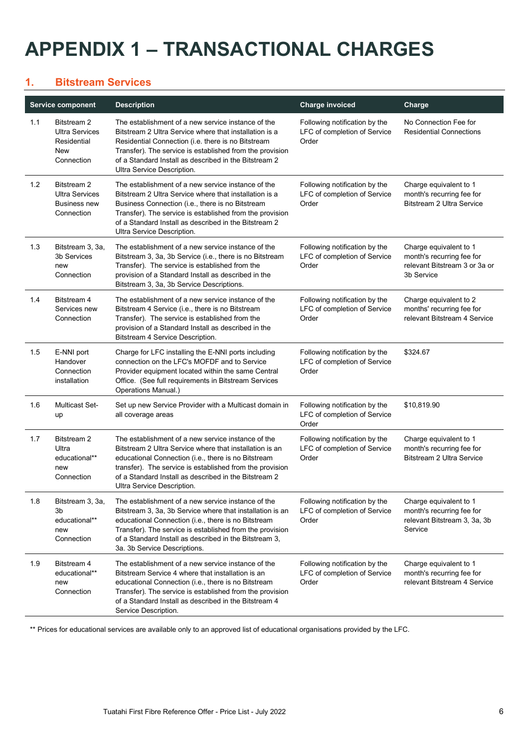# APPENDIX 1 – TRANSACTIONAL CHARGES

## 1. Bitstream Services

| Service component | | Description | Charge invoiced | Charge |
|---|---|---|---|---|
| 1.1 | Bitstream 2 Ultra Services Residential New Connection | The establishment of a new service instance of the Bitstream 2 Ultra Service where that installation is a Residential Connection (i.e. there is no Bitstream Transfer). The service is established from the provision of a Standard Install as described in the Bitstream 2 Ultra Service Description. | Following notification by the LFC of completion of Service Order | No Connection Fee for Residential Connections |
| 1.2 | Bitstream 2 Ultra Services Business new Connection | The establishment of a new service instance of the Bitstream 2 Ultra Service where that installation is a Business Connection (i.e., there is no Bitstream Transfer). The service is established from the provision of a Standard Install as described in the Bitstream 2 Ultra Service Description. | Following notification by the LFC of completion of Service Order | Charge equivalent to 1 month's recurring fee for Bitstream 2 Ultra Service |
| 1.3 | Bitstream 3, 3a, 3b Services new Connection | The establishment of a new service instance of the Bitstream 3, 3a, 3b Service (i.e., there is no Bitstream Transfer). The service is established from the provision of a Standard Install as described in the Bitstream 3, 3a, 3b Service Descriptions. | Following notification by the LFC of completion of Service Order | Charge equivalent to 1 month's recurring fee for relevant Bitstream 3 or 3a or 3b Service |
| 1.4 | Bitstream 4 Services new Connection | The establishment of a new service instance of the Bitstream 4 Service (i.e., there is no Bitstream Transfer). The service is established from the provision of a Standard Install as described in the Bitstream 4 Service Description. | Following notification by the LFC of completion of Service Order | Charge equivalent to 2 months' recurring fee for relevant Bitstream 4 Service |
| 1.5 | E-NNI port Handover Connection installation | Charge for LFC installing the E-NNI ports including connection on the LFC's MOFDF and to Service Provider equipment located within the same Central Office. (See full requirements in Bitstream Services Operations Manual.) | Following notification by the LFC of completion of Service Order | $324.67 |
| 1.6 | Multicast Set-up | Set up new Service Provider with a Multicast domain in all coverage areas | Following notification by the LFC of completion of Service Order | $10,819.90 |
| 1.7 | Bitstream 2 Ultra educational** new Connection | The establishment of a new service instance of the Bitstream 2 Ultra Service where that installation is an educational Connection (i.e., there is no Bitstream transfer). The service is established from the provision of a Standard Install as described in the Bitstream 2 Ultra Service Description. | Following notification by the LFC of completion of Service Order | Charge equivalent to 1 month's recurring fee for Bitstream 2 Ultra Service |
| 1.8 | Bitstream 3, 3a, 3b educational** new Connection | The establishment of a new service instance of the Bitstream 3, 3a, 3b Service where that installation is an educational Connection (i.e., there is no Bitstream Transfer). The service is established from the provision of a Standard Install as described in the Bitstream 3, 3a. 3b Service Descriptions. | Following notification by the LFC of completion of Service Order | Charge equivalent to 1 month's recurring fee for relevant Bitstream 3, 3a, 3b Service |
| 1.9 | Bitstream 4 educational** new Connection | The establishment of a new service instance of the Bitstream Service 4 where that installation is an educational Connection (i.e., there is no Bitstream Transfer). The service is established from the provision of a Standard Install as described in the Bitstream 4 Service Description. | Following notification by the LFC of completion of Service Order | Charge equivalent to 1 month's recurring fee for relevant Bitstream 4 Service |

** Prices for educational services are available only to an approved list of educational organisations provided by the LFC.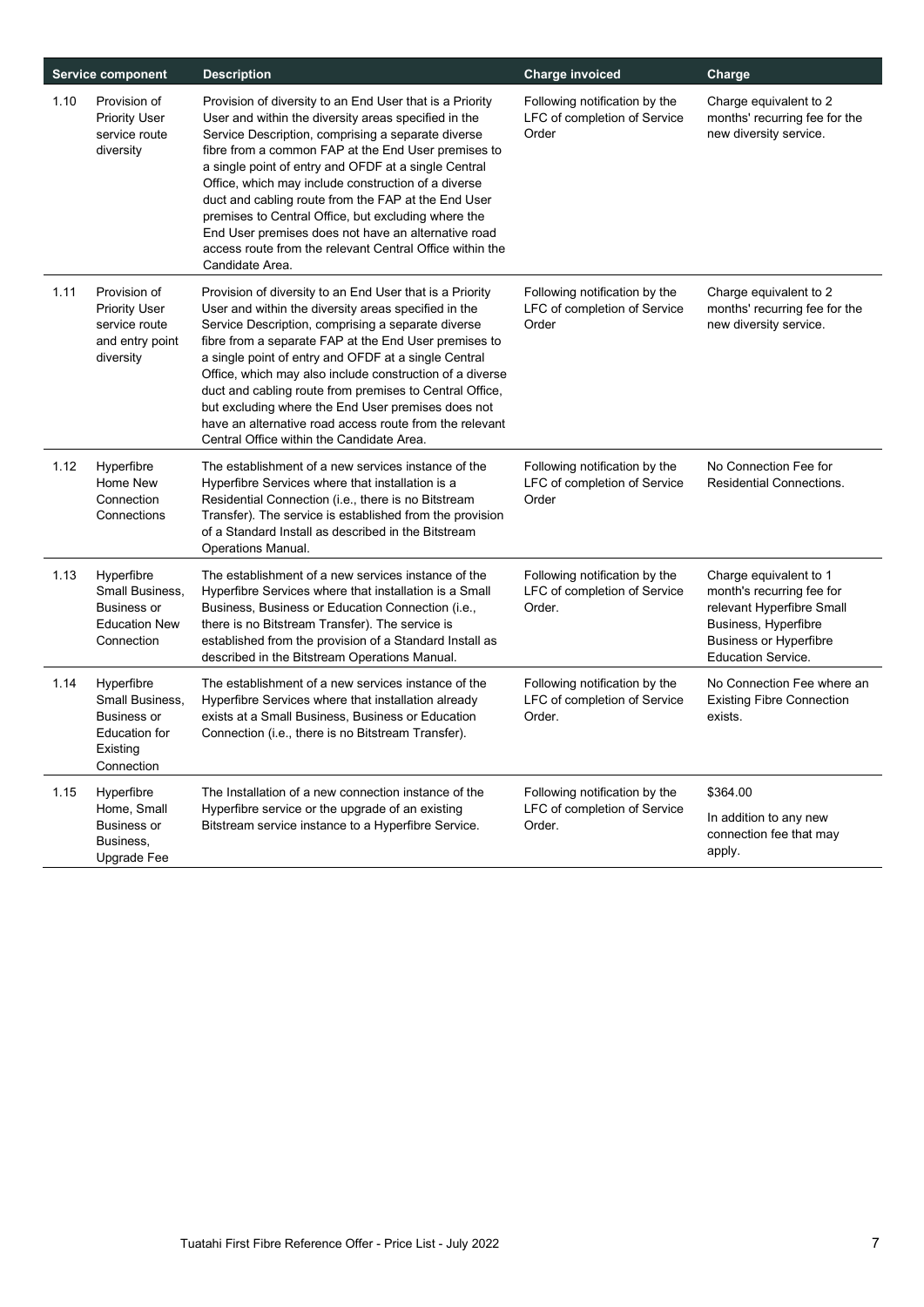| Service component | | Description | Charge invoiced | Charge |
|---|---|---|---|---|
| 1.10 | Provision of Priority User service route diversity | Provision of diversity to an End User that is a Priority User and within the diversity areas specified in the Service Description, comprising a separate diverse fibre from a common FAP at the End User premises to a single point of entry and OFDF at a single Central Office, which may include construction of a diverse duct and cabling route from the FAP at the End User premises to Central Office, but excluding where the End User premises does not have an alternative road access route from the relevant Central Office within the Candidate Area. | Following notification by the LFC of completion of Service Order | Charge equivalent to 2 months' recurring fee for the new diversity service. |
| 1.11 | Provision of Priority User service route and entry point diversity | Provision of diversity to an End User that is a Priority User and within the diversity areas specified in the Service Description, comprising a separate diverse fibre from a separate FAP at the End User premises to a single point of entry and OFDF at a single Central Office, which may also include construction of a diverse duct and cabling route from premises to Central Office, but excluding where the End User premises does not have an alternative road access route from the relevant Central Office within the Candidate Area. | Following notification by the LFC of completion of Service Order | Charge equivalent to 2 months' recurring fee for the new diversity service. |
| 1.12 | Hyperfibre Home New Connection Connections | The establishment of a new services instance of the Hyperfibre Services where that installation is a Residential Connection (i.e., there is no Bitstream Transfer). The service is established from the provision of a Standard Install as described in the Bitstream Operations Manual. | Following notification by the LFC of completion of Service Order | No Connection Fee for Residential Connections. |
| 1.13 | Hyperfibre Small Business, Business or Education New Connection | The establishment of a new services instance of the Hyperfibre Services where that installation is a Small Business, Business or Education Connection (i.e., there is no Bitstream Transfer). The service is established from the provision of a Standard Install as described in the Bitstream Operations Manual. | Following notification by the LFC of completion of Service Order. | Charge equivalent to 1 month's recurring fee for relevant Hyperfibre Small Business, Hyperfibre Business or Hyperfibre Education Service. |
| 1.14 | Hyperfibre Small Business, Business or Education for Existing Connection | The establishment of a new services instance of the Hyperfibre Services where that installation already exists at a Small Business, Business or Education Connection (i.e., there is no Bitstream Transfer). | Following notification by the LFC of completion of Service Order. | No Connection Fee where an Existing Fibre Connection exists. |
| 1.15 | Hyperfibre Home, Small Business or Business, Upgrade Fee | The Installation of a new connection instance of the Hyperfibre service or the upgrade of an existing Bitstream service instance to a Hyperfibre Service. | Following notification by the LFC of completion of Service Order. | $364.00<br><br>In addition to any new connection fee that may apply. |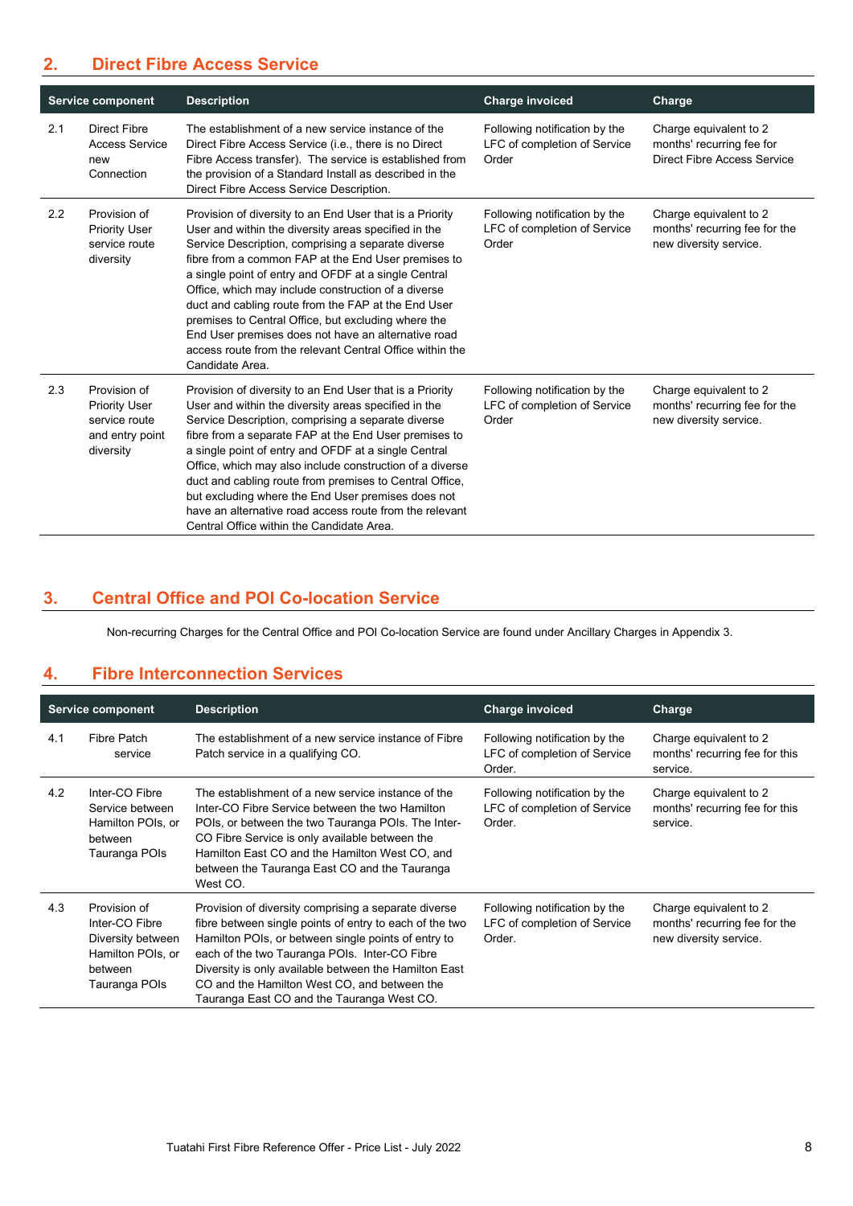## 2. Direct Fibre Access Service

| Service component | | Description | Charge invoiced | Charge |
|---|---|---|---|---|
| 2.1 | Direct Fibre Access Service new Connection | The establishment of a new service instance of the Direct Fibre Access Service (i.e., there is no Direct Fibre Access transfer). The service is established from the provision of a Standard Install as described in the Direct Fibre Access Service Description. | Following notification by the LFC of completion of Service Order | Charge equivalent to 2 months' recurring fee for Direct Fibre Access Service |
| 2.2 | Provision of Priority User service route diversity | Provision of diversity to an End User that is a Priority User and within the diversity areas specified in the Service Description, comprising a separate diverse fibre from a common FAP at the End User premises to a single point of entry and OFDF at a single Central Office, which may include construction of a diverse duct and cabling route from the FAP at the End User premises to Central Office, but excluding where the End User premises does not have an alternative road access route from the relevant Central Office within the Candidate Area. | Following notification by the LFC of completion of Service Order | Charge equivalent to 2 months' recurring fee for the new diversity service. |
| 2.3 | Provision of Priority User service route and entry point diversity | Provision of diversity to an End User that is a Priority User and within the diversity areas specified in the Service Description, comprising a separate diverse fibre from a separate FAP at the End User premises to a single point of entry and OFDF at a single Central Office, which may also include construction of a diverse duct and cabling route from premises to Central Office, but excluding where the End User premises does not have an alternative road access route from the relevant Central Office within the Candidate Area. | Following notification by the LFC of completion of Service Order | Charge equivalent to 2 months' recurring fee for the new diversity service. |

## 3. Central Office and POI Co-location Service

Non-recurring Charges for the Central Office and POI Co-location Service are found under Ancillary Charges in Appendix 3.

## 4. Fibre Interconnection Services

| Service component | | Description | Charge invoiced | Charge |
|---|---|---|---|---|
| 4.1 | Fibre Patch service | The establishment of a new service instance of Fibre Patch service in a qualifying CO. | Following notification by the LFC of completion of Service Order. | Charge equivalent to 2 months' recurring fee for this service. |
| 4.2 | Inter-CO Fibre Service between Hamilton POIs, or between Tauranga POIs | The establishment of a new service instance of the Inter-CO Fibre Service between the two Hamilton POIs, or between the two Tauranga POIs. The Inter-CO Fibre Service is only available between the Hamilton East CO and the Hamilton West CO, and between the Tauranga East CO and the Tauranga West CO. | Following notification by the LFC of completion of Service Order. | Charge equivalent to 2 months' recurring fee for this service. |
| 4.3 | Provision of Inter-CO Fibre Diversity between Hamilton POIs, or between Tauranga POIs | Provision of diversity comprising a separate diverse fibre between single points of entry to each of the two Hamilton POIs, or between single points of entry to each of the two Tauranga POIs. Inter-CO Fibre Diversity is only available between the Hamilton East CO and the Hamilton West CO, and between the Tauranga East CO and the Tauranga West CO. | Following notification by the LFC of completion of Service Order. | Charge equivalent to 2 months' recurring fee for the new diversity service. |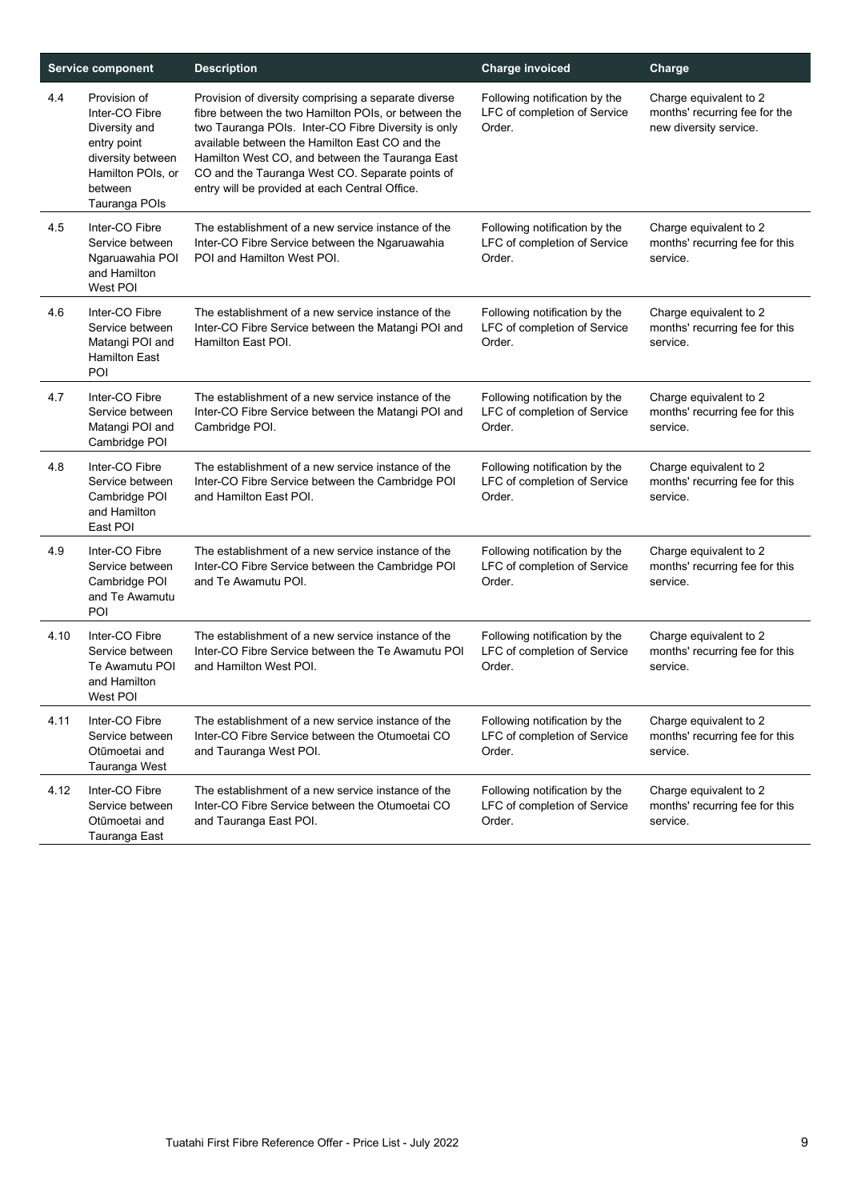| Service component | | Description | Charge invoiced | Charge |
|---|---|---|---|---|
| 4.4 | Provision of Inter-CO Fibre Diversity and entry point diversity between Hamilton POIs, or between Tauranga POIs | Provision of diversity comprising a separate diverse fibre between the two Hamilton POIs, or between the two Tauranga POIs. Inter-CO Fibre Diversity is only available between the Hamilton East CO and the Hamilton West CO, and between the Tauranga East CO and the Tauranga West CO. Separate points of entry will be provided at each Central Office. | Following notification by the LFC of completion of Service Order. | Charge equivalent to 2 months' recurring fee for the new diversity service. |
| 4.5 | Inter-CO Fibre Service between Ngaruawahia POI and Hamilton West POI | The establishment of a new service instance of the Inter-CO Fibre Service between the Ngaruawahia POI and Hamilton West POI. | Following notification by the LFC of completion of Service Order. | Charge equivalent to 2 months' recurring fee for this service. |
| 4.6 | Inter-CO Fibre Service between Matangi POI and Hamilton East POI | The establishment of a new service instance of the Inter-CO Fibre Service between the Matangi POI and Hamilton East POI. | Following notification by the LFC of completion of Service Order. | Charge equivalent to 2 months' recurring fee for this service. |
| 4.7 | Inter-CO Fibre Service between Matangi POI and Cambridge POI | The establishment of a new service instance of the Inter-CO Fibre Service between the Matangi POI and Cambridge POI. | Following notification by the LFC of completion of Service Order. | Charge equivalent to 2 months' recurring fee for this service. |
| 4.8 | Inter-CO Fibre Service between Cambridge POI and Hamilton East POI | The establishment of a new service instance of the Inter-CO Fibre Service between the Cambridge POI and Hamilton East POI. | Following notification by the LFC of completion of Service Order. | Charge equivalent to 2 months' recurring fee for this service. |
| 4.9 | Inter-CO Fibre Service between Cambridge POI and Te Awamutu POI | The establishment of a new service instance of the Inter-CO Fibre Service between the Cambridge POI and Te Awamutu POI. | Following notification by the LFC of completion of Service Order. | Charge equivalent to 2 months' recurring fee for this service. |
| 4.10 | Inter-CO Fibre Service between Te Awamutu POI and Hamilton West POI | The establishment of a new service instance of the Inter-CO Fibre Service between the Te Awamutu POI and Hamilton West POI. | Following notification by the LFC of completion of Service Order. | Charge equivalent to 2 months' recurring fee for this service. |
| 4.11 | Inter-CO Fibre Service between Otūmoetai and Tauranga West | The establishment of a new service instance of the Inter-CO Fibre Service between the Otumoetai CO and Tauranga West POI. | Following notification by the LFC of completion of Service Order. | Charge equivalent to 2 months' recurring fee for this service. |
| 4.12 | Inter-CO Fibre Service between Otūmoetai and Tauranga East | The establishment of a new service instance of the Inter-CO Fibre Service between the Otumoetai CO and Tauranga East POI. | Following notification by the LFC of completion of Service Order. | Charge equivalent to 2 months' recurring fee for this service. |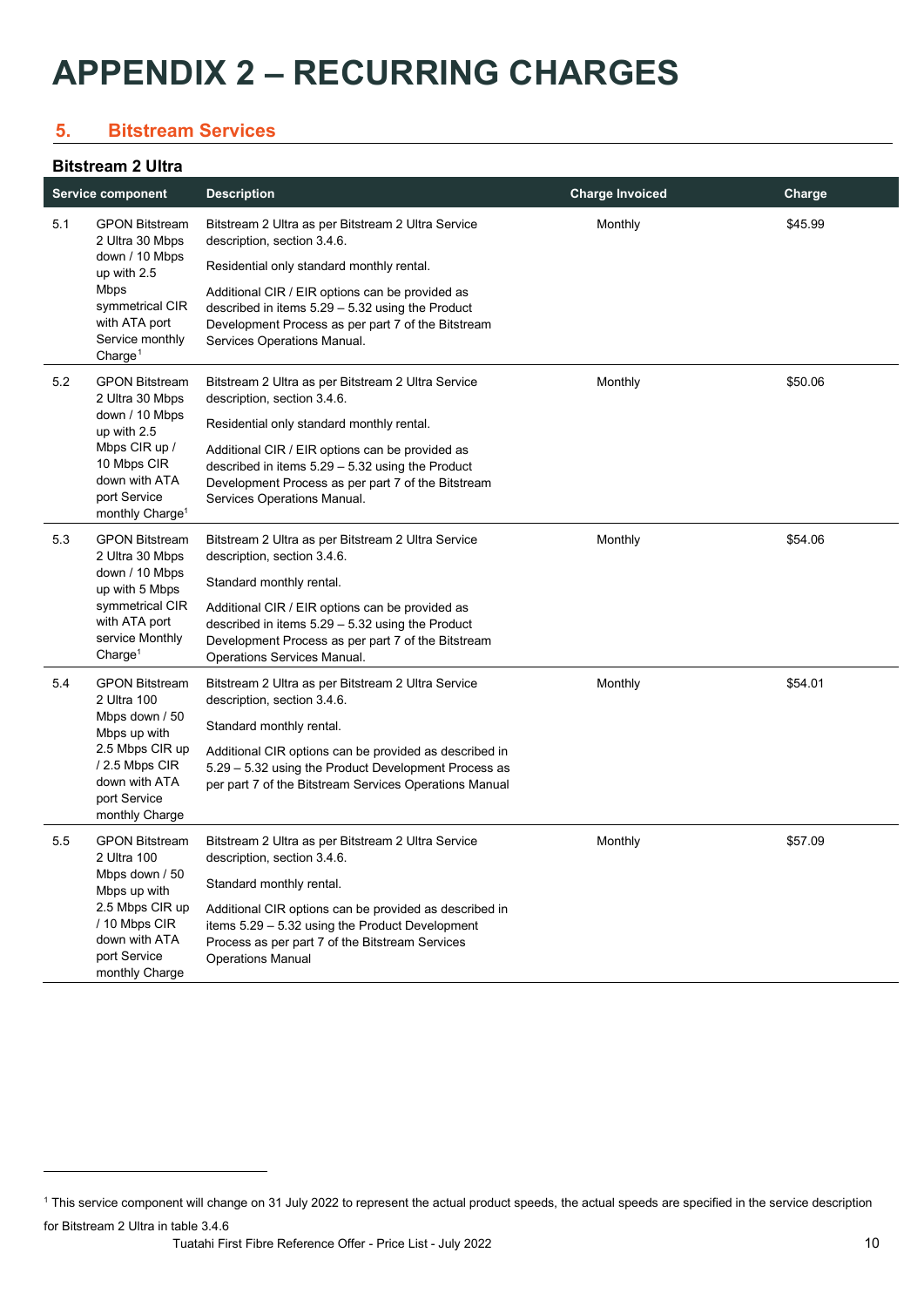# APPENDIX 2 – RECURRING CHARGES

## 5. Bitstream Services

### Bitstream 2 Ultra

| Service component | | Description | Charge Invoiced | Charge |
|---|---|---|---|---|
| 5.1 | GPON Bitstream 2 Ultra 30 Mbps down / 10 Mbps up with 2.5 Mbps symmetrical CIR with ATA port Service monthly Charge[1] | Bitstream 2 Ultra as per Bitstream 2 Ultra Service description, section 3.4.6.<br><br>Residential only standard monthly rental.<br><br>Additional CIR / EIR options can be provided as described in items 5.29 – 5.32 using the Product Development Process as per part 7 of the Bitstream Services Operations Manual. | Monthly | $45.99 |
| 5.2 | GPON Bitstream 2 Ultra 30 Mbps down / 10 Mbps up with 2.5 Mbps CIR up / 10 Mbps CIR down with ATA port Service monthly Charge[1] | Bitstream 2 Ultra as per Bitstream 2 Ultra Service description, section 3.4.6.<br><br>Residential only standard monthly rental.<br><br>Additional CIR / EIR options can be provided as described in items 5.29 – 5.32 using the Product Development Process as per part 7 of the Bitstream Services Operations Manual. | Monthly | $50.06 |
| 5.3 | GPON Bitstream 2 Ultra 30 Mbps down / 10 Mbps up with 5 Mbps symmetrical CIR with ATA port service Monthly Charge[1] | Bitstream 2 Ultra as per Bitstream 2 Ultra Service description, section 3.4.6.<br><br>Standard monthly rental.<br><br>Additional CIR / EIR options can be provided as described in items 5.29 – 5.32 using the Product Development Process as per part 7 of the Bitstream Operations Services Manual. | Monthly | $54.06 |
| 5.4 | GPON Bitstream 2 Ultra 100 Mbps down / 50 Mbps up with 2.5 Mbps CIR up / 2.5 Mbps CIR down with ATA port Service monthly Charge | Bitstream 2 Ultra as per Bitstream 2 Ultra Service description, section 3.4.6.<br><br>Standard monthly rental.<br><br>Additional CIR options can be provided as described in 5.29 – 5.32 using the Product Development Process as per part 7 of the Bitstream Services Operations Manual | Monthly | $54.01 |
| 5.5 | GPON Bitstream 2 Ultra 100 Mbps down / 50 Mbps up with 2.5 Mbps CIR up / 10 Mbps CIR down with ATA port Service monthly Charge | Bitstream 2 Ultra as per Bitstream 2 Ultra Service description, section 3.4.6.<br><br>Standard monthly rental.<br><br>Additional CIR options can be provided as described in items 5.29 – 5.32 using the Product Development Process as per part 7 of the Bitstream Services Operations Manual | Monthly | $57.09 |

[1] This service component will change on 31 July 2022 to represent the actual product speeds, the actual speeds are specified in the service description for Bitstream 2 Ultra in table 3.4.6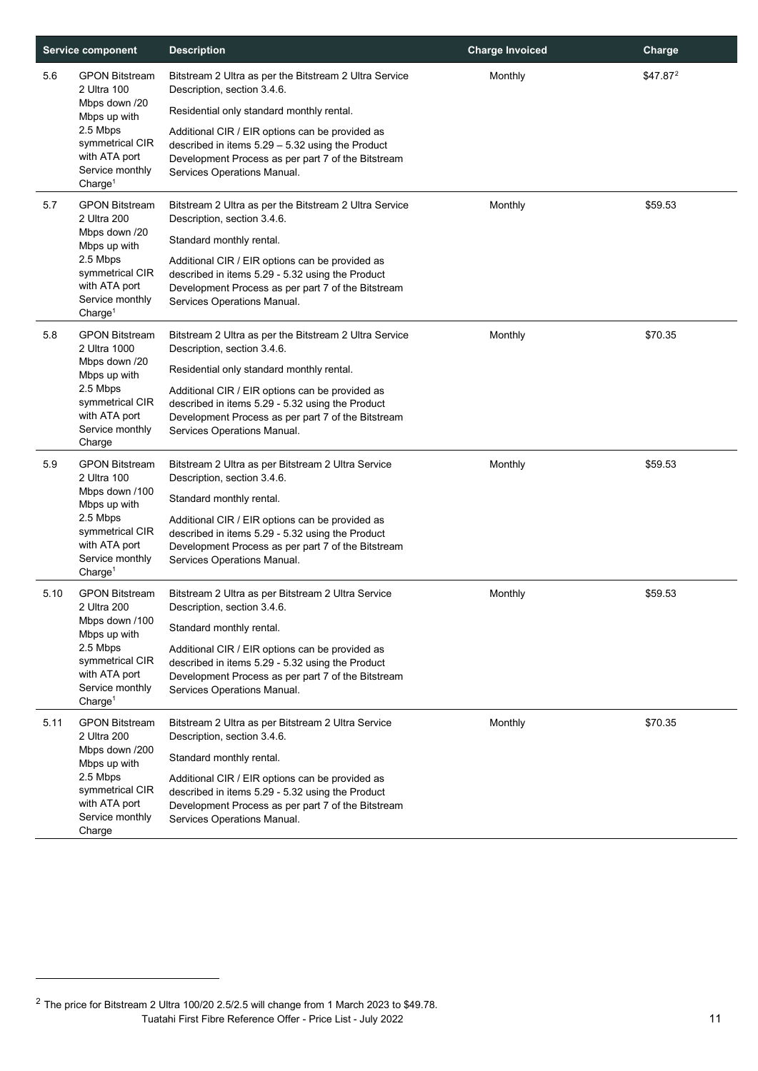| Service component | | Description | Charge Invoiced | Charge |
|---|---|---|---|---|
| 5.6 | GPON Bitstream 2 Ultra 100 Mbps down /20 Mbps up with 2.5 Mbps symmetrical CIR with ATA port Service monthly Charge[1] | Bitstream 2 Ultra as per the Bitstream 2 Ultra Service Description, section 3.4.6. Residential only standard monthly rental. Additional CIR / EIR options can be provided as described in items 5.29 – 5.32 using the Product Development Process as per part 7 of the Bitstream Services Operations Manual. | Monthly | $47.87[2] |
| 5.7 | GPON Bitstream 2 Ultra 200 Mbps down /20 Mbps up with 2.5 Mbps symmetrical CIR with ATA port Service monthly Charge[1] | Bitstream 2 Ultra as per the Bitstream 2 Ultra Service Description, section 3.4.6. Standard monthly rental. Additional CIR / EIR options can be provided as described in items 5.29 - 5.32 using the Product Development Process as per part 7 of the Bitstream Services Operations Manual. | Monthly | $59.53 |
| 5.8 | GPON Bitstream 2 Ultra 1000 Mbps down /20 Mbps up with 2.5 Mbps symmetrical CIR with ATA port Service monthly Charge | Bitstream 2 Ultra as per the Bitstream 2 Ultra Service Description, section 3.4.6. Residential only standard monthly rental. Additional CIR / EIR options can be provided as described in items 5.29 - 5.32 using the Product Development Process as per part 7 of the Bitstream Services Operations Manual. | Monthly | $70.35 |
| 5.9 | GPON Bitstream 2 Ultra 100 Mbps down /100 Mbps up with 2.5 Mbps symmetrical CIR with ATA port Service monthly Charge[1] | Bitstream 2 Ultra as per Bitstream 2 Ultra Service Description, section 3.4.6. Standard monthly rental. Additional CIR / EIR options can be provided as described in items 5.29 - 5.32 using the Product Development Process as per part 7 of the Bitstream Services Operations Manual. | Monthly | $59.53 |
| 5.10 | GPON Bitstream 2 Ultra 200 Mbps down /100 Mbps up with 2.5 Mbps symmetrical CIR with ATA port Service monthly Charge[1] | Bitstream 2 Ultra as per Bitstream 2 Ultra Service Description, section 3.4.6. Standard monthly rental. Additional CIR / EIR options can be provided as described in items 5.29 - 5.32 using the Product Development Process as per part 7 of the Bitstream Services Operations Manual. | Monthly | $59.53 |
| 5.11 | GPON Bitstream 2 Ultra 200 Mbps down /200 Mbps up with 2.5 Mbps symmetrical CIR with ATA port Service monthly Charge | Bitstream 2 Ultra as per Bitstream 2 Ultra Service Description, section 3.4.6. Standard monthly rental. Additional CIR / EIR options can be provided as described in items 5.29 - 5.32 using the Product Development Process as per part 7 of the Bitstream Services Operations Manual. | Monthly | $70.35 |

[2] The price for Bitstream 2 Ultra 100/20 2.5/2.5 will change from 1 March 2023 to $49.78.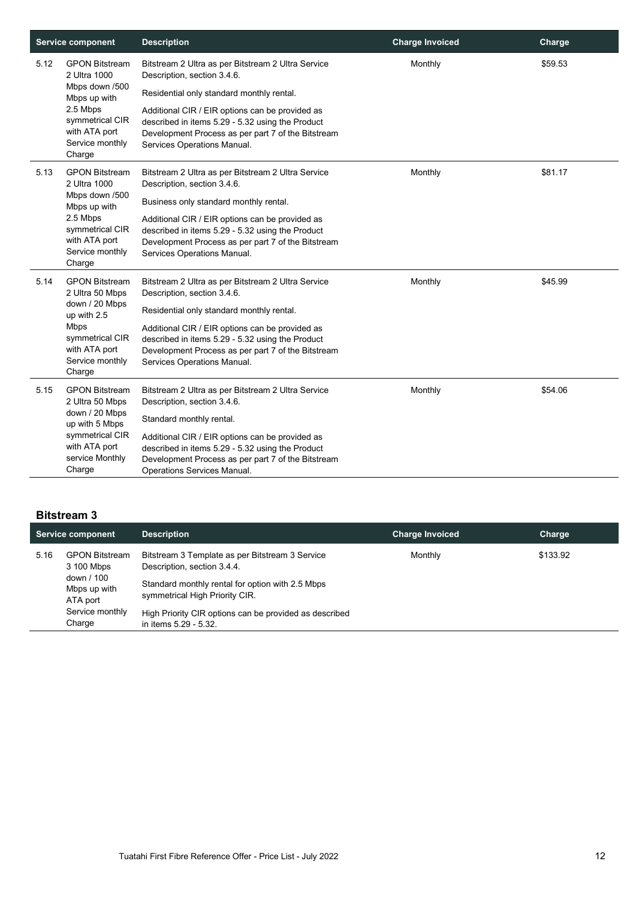| | Service component | Description | Charge Invoiced | Charge |
|---|---|---|---|---|
| 5.12 | GPON Bitstream 2 Ultra 1000 Mbps down /500 Mbps up with 2.5 Mbps symmetrical CIR with ATA port Service monthly Charge | Bitstream 2 Ultra as per Bitstream 2 Ultra Service Description, section 3.4.6.<br><br>Residential only standard monthly rental.<br><br>Additional CIR / EIR options can be provided as described in items 5.29 - 5.32 using the Product Development Process as per part 7 of the Bitstream Services Operations Manual. | Monthly | $59.53 |
| 5.13 | GPON Bitstream 2 Ultra 1000 Mbps down /500 Mbps up with 2.5 Mbps symmetrical CIR with ATA port Service monthly Charge | Bitstream 2 Ultra as per Bitstream 2 Ultra Service Description, section 3.4.6.<br><br>Business only standard monthly rental.<br><br>Additional CIR / EIR options can be provided as described in items 5.29 - 5.32 using the Product Development Process as per part 7 of the Bitstream Services Operations Manual. | Monthly | $81.17 |
| 5.14 | GPON Bitstream 2 Ultra 50 Mbps down / 20 Mbps up with 2.5 Mbps symmetrical CIR with ATA port Service monthly Charge | Bitstream 2 Ultra as per Bitstream 2 Ultra Service Description, section 3.4.6.<br><br>Residential only standard monthly rental.<br><br>Additional CIR / EIR options can be provided as described in items 5.29 - 5.32 using the Product Development Process as per part 7 of the Bitstream Services Operations Manual. | Monthly | $45.99 |
| 5.15 | GPON Bitstream 2 Ultra 50 Mbps down / 20 Mbps up with 5 Mbps symmetrical CIR with ATA port service Monthly Charge | Bitstream 2 Ultra as per Bitstream 2 Ultra Service Description, section 3.4.6.<br><br>Standard monthly rental.<br><br>Additional CIR / EIR options can be provided as described in items 5.29 - 5.32 using the Product Development Process as per part 7 of the Bitstream Operations Services Manual. | Monthly | $54.06 |

### Bitstream 3

| | Service component | Description | Charge Invoiced | Charge |
|---|---|---|---|---|
| 5.16 | GPON Bitstream 3 100 Mbps down / 100 Mbps up with ATA port Service monthly Charge | Bitstream 3 Template as per Bitstream 3 Service Description, section 3.4.4.<br><br>Standard monthly rental for option with 2.5 Mbps symmetrical High Priority CIR.<br><br>High Priority CIR options can be provided as described in items 5.29 - 5.32. | Monthly | $133.92 |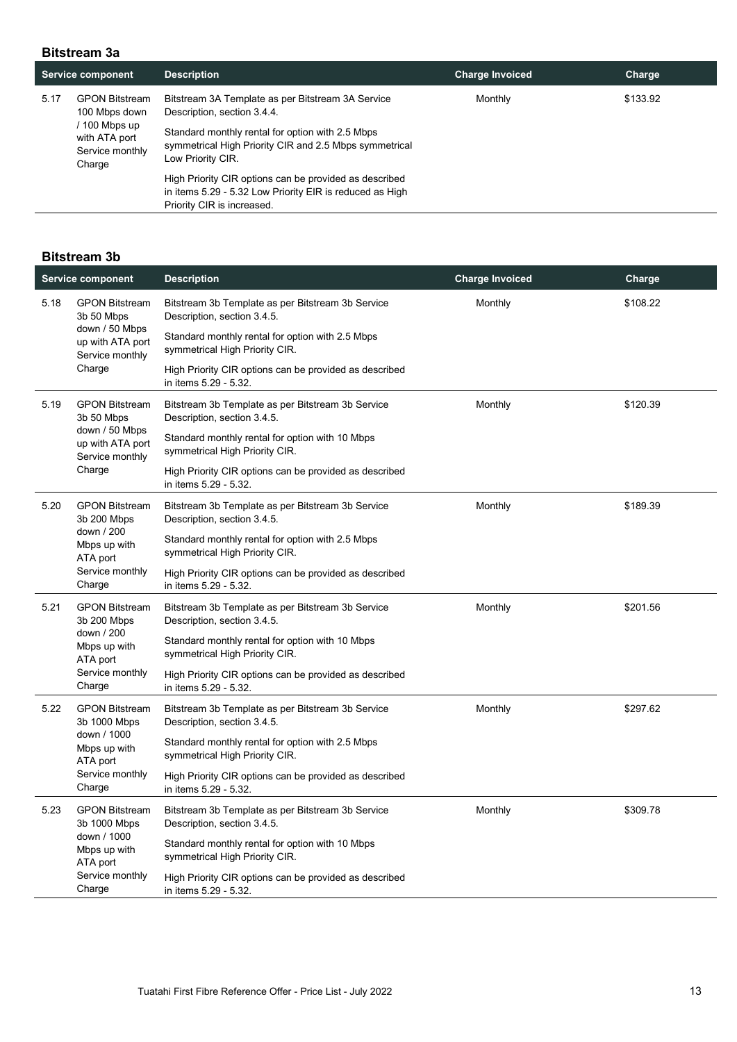## Bitstream 3a

| | Service component | Description | Charge Invoiced | Charge |
|---|---|---|---|---|
| 5.17 | GPON Bitstream 100 Mbps down / 100 Mbps up with ATA port Service monthly Charge | Bitstream 3A Template as per Bitstream 3A Service Description, section 3.4.4.<br><br>Standard monthly rental for option with 2.5 Mbps symmetrical High Priority CIR and 2.5 Mbps symmetrical Low Priority CIR.<br><br>High Priority CIR options can be provided as described in items 5.29 - 5.32 Low Priority EIR is reduced as High Priority CIR is increased. | Monthly | $133.92 |

## Bitstream 3b

| | Service component | Description | Charge Invoiced | Charge |
|---|---|---|---|---|
| 5.18 | GPON Bitstream 3b 50 Mbps down / 50 Mbps up with ATA port Service monthly Charge | Bitstream 3b Template as per Bitstream 3b Service Description, section 3.4.5.<br><br>Standard monthly rental for option with 2.5 Mbps symmetrical High Priority CIR.<br><br>High Priority CIR options can be provided as described in items 5.29 - 5.32. | Monthly | $108.22 |
| 5.19 | GPON Bitstream 3b 50 Mbps down / 50 Mbps up with ATA port Service monthly Charge | Bitstream 3b Template as per Bitstream 3b Service Description, section 3.4.5.<br><br>Standard monthly rental for option with 10 Mbps symmetrical High Priority CIR.<br><br>High Priority CIR options can be provided as described in items 5.29 - 5.32. | Monthly | $120.39 |
| 5.20 | GPON Bitstream 3b 200 Mbps down / 200 Mbps up with ATA port Service monthly Charge | Bitstream 3b Template as per Bitstream 3b Service Description, section 3.4.5.<br><br>Standard monthly rental for option with 2.5 Mbps symmetrical High Priority CIR.<br><br>High Priority CIR options can be provided as described in items 5.29 - 5.32. | Monthly | $189.39 |
| 5.21 | GPON Bitstream 3b 200 Mbps down / 200 Mbps up with ATA port Service monthly Charge | Bitstream 3b Template as per Bitstream 3b Service Description, section 3.4.5.<br><br>Standard monthly rental for option with 10 Mbps symmetrical High Priority CIR.<br><br>High Priority CIR options can be provided as described in items 5.29 - 5.32. | Monthly | $201.56 |
| 5.22 | GPON Bitstream 3b 1000 Mbps down / 1000 Mbps up with ATA port Service monthly Charge | Bitstream 3b Template as per Bitstream 3b Service Description, section 3.4.5.<br><br>Standard monthly rental for option with 2.5 Mbps symmetrical High Priority CIR.<br><br>High Priority CIR options can be provided as described in items 5.29 - 5.32. | Monthly | $297.62 |
| 5.23 | GPON Bitstream 3b 1000 Mbps down / 1000 Mbps up with ATA port Service monthly Charge | Bitstream 3b Template as per Bitstream 3b Service Description, section 3.4.5.<br><br>Standard monthly rental for option with 10 Mbps symmetrical High Priority CIR.<br><br>High Priority CIR options can be provided as described in items 5.29 - 5.32. | Monthly | $309.78 |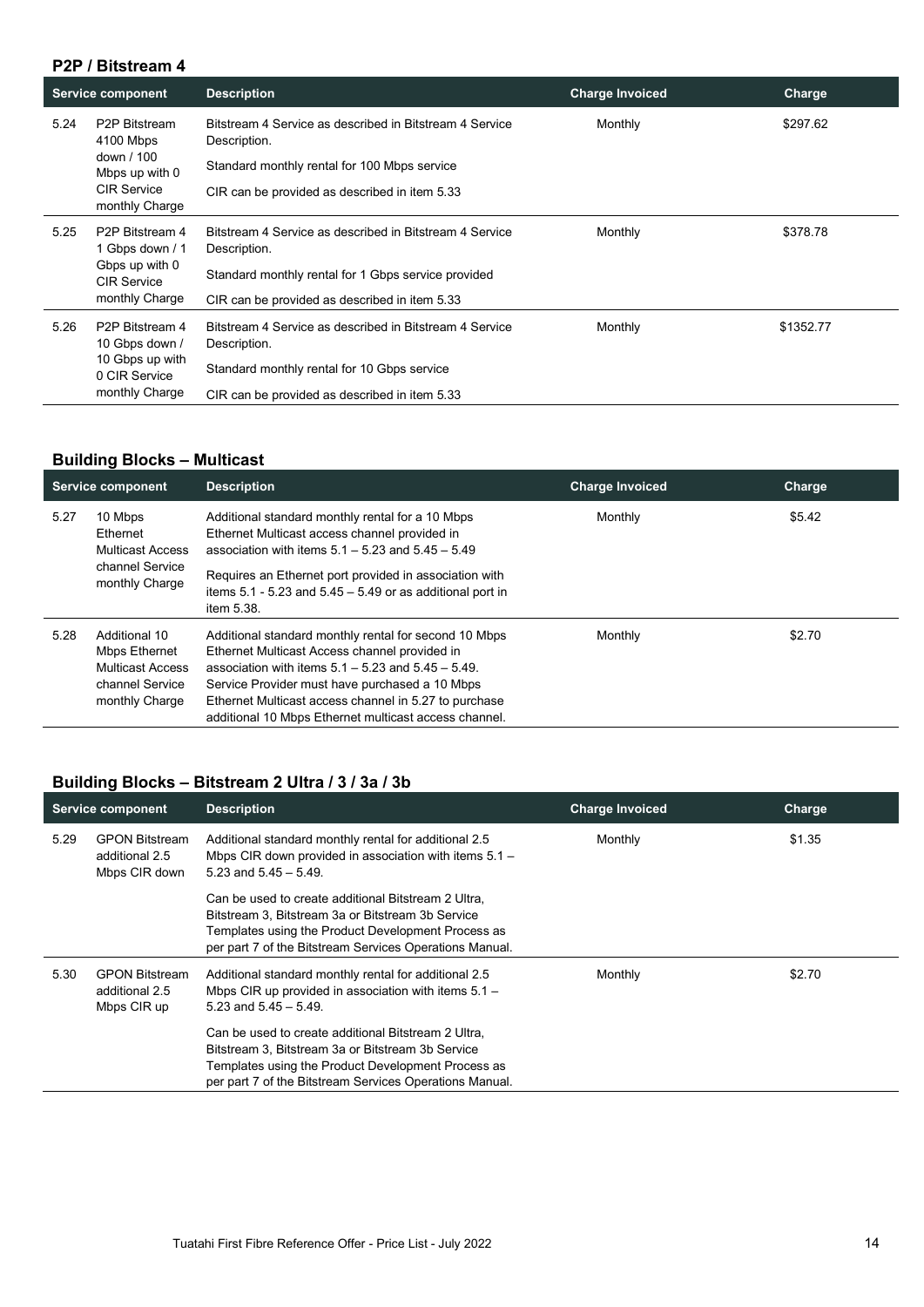### P2P / Bitstream 4

| Service component | | Description | Charge Invoiced | Charge |
|---|---|---|---|---|
| 5.24 | P2P Bitstream 4100 Mbps down / 100 Mbps up with 0 CIR Service monthly Charge | Bitstream 4 Service as described in Bitstream 4 Service Description.<br><br>Standard monthly rental for 100 Mbps service<br><br>CIR can be provided as described in item 5.33 | Monthly | $297.62 |
| 5.25 | P2P Bitstream 4 1 Gbps down / 1 Gbps up with 0 CIR Service monthly Charge | Bitstream 4 Service as described in Bitstream 4 Service Description.<br><br>Standard monthly rental for 1 Gbps service provided<br><br>CIR can be provided as described in item 5.33 | Monthly | $378.78 |
| 5.26 | P2P Bitstream 4 10 Gbps down / 10 Gbps up with 0 CIR Service monthly Charge | Bitstream 4 Service as described in Bitstream 4 Service Description.<br><br>Standard monthly rental for 10 Gbps service<br><br>CIR can be provided as described in item 5.33 | Monthly | $1352.77 |

### Building Blocks – Multicast

| Service component | | Description | Charge Invoiced | Charge |
|---|---|---|---|---|
| 5.27 | 10 Mbps Ethernet Multicast Access channel Service monthly Charge | Additional standard monthly rental for a 10 Mbps Ethernet Multicast access channel provided in association with items 5.1 – 5.23 and 5.45 – 5.49<br><br>Requires an Ethernet port provided in association with items 5.1 - 5.23 and 5.45 – 5.49 or as additional port in item 5.38. | Monthly | $5.42 |
| 5.28 | Additional 10 Mbps Ethernet Multicast Access channel Service monthly Charge | Additional standard monthly rental for second 10 Mbps Ethernet Multicast Access channel provided in association with items 5.1 – 5.23 and 5.45 – 5.49. Service Provider must have purchased a 10 Mbps Ethernet Multicast access channel in 5.27 to purchase additional 10 Mbps Ethernet multicast access channel. | Monthly | $2.70 |

### Building Blocks – Bitstream 2 Ultra / 3 / 3a / 3b

| Service component | | Description | Charge Invoiced | Charge |
|---|---|---|---|---|
| 5.29 | GPON Bitstream additional 2.5 Mbps CIR down | Additional standard monthly rental for additional 2.5 Mbps CIR down provided in association with items 5.1 – 5.23 and 5.45 – 5.49.<br><br>Can be used to create additional Bitstream 2 Ultra, Bitstream 3, Bitstream 3a or Bitstream 3b Service Templates using the Product Development Process as per part 7 of the Bitstream Services Operations Manual. | Monthly | $1.35 |
| 5.30 | GPON Bitstream additional 2.5 Mbps CIR up | Additional standard monthly rental for additional 2.5 Mbps CIR up provided in association with items 5.1 – 5.23 and 5.45 – 5.49.<br><br>Can be used to create additional Bitstream 2 Ultra, Bitstream 3, Bitstream 3a or Bitstream 3b Service Templates using the Product Development Process as per part 7 of the Bitstream Services Operations Manual. | Monthly | $2.70 |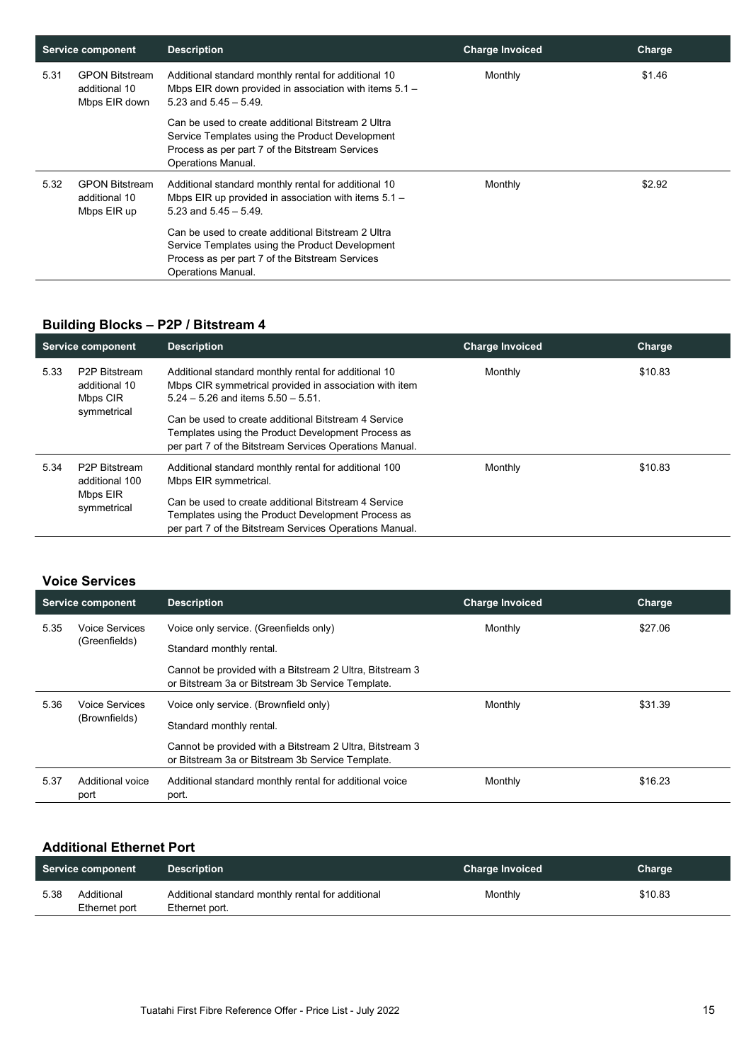| | Service component | Description | Charge Invoiced | Charge |
|---|---|---|---|---|
| 5.31 | GPON Bitstream additional 10 Mbps EIR down | Additional standard monthly rental for additional 10 Mbps EIR down provided in association with items 5.1 – 5.23 and 5.45 – 5.49.<br><br>Can be used to create additional Bitstream 2 Ultra Service Templates using the Product Development Process as per part 7 of the Bitstream Services Operations Manual. | Monthly | $1.46 |
| 5.32 | GPON Bitstream additional 10 Mbps EIR up | Additional standard monthly rental for additional 10 Mbps EIR up provided in association with items 5.1 – 5.23 and 5.45 – 5.49.<br><br>Can be used to create additional Bitstream 2 Ultra Service Templates using the Product Development Process as per part 7 of the Bitstream Services Operations Manual. | Monthly | $2.92 |

## Building Blocks – P2P / Bitstream 4

| | Service component | Description | Charge Invoiced | Charge |
|---|---|---|---|---|
| 5.33 | P2P Bitstream additional 10 Mbps CIR symmetrical | Additional standard monthly rental for additional 10 Mbps CIR symmetrical provided in association with item 5.24 – 5.26 and items 5.50 – 5.51.<br><br>Can be used to create additional Bitstream 4 Service Templates using the Product Development Process as per part 7 of the Bitstream Services Operations Manual. | Monthly | $10.83 |
| 5.34 | P2P Bitstream additional 100 Mbps EIR symmetrical | Additional standard monthly rental for additional 100 Mbps EIR symmetrical.<br><br>Can be used to create additional Bitstream 4 Service Templates using the Product Development Process as per part 7 of the Bitstream Services Operations Manual. | Monthly | $10.83 |

## Voice Services

| | Service component | Description | Charge Invoiced | Charge |
|---|---|---|---|---|
| 5.35 | Voice Services (Greenfields) | Voice only service. (Greenfields only)<br><br>Standard monthly rental.<br><br>Cannot be provided with a Bitstream 2 Ultra, Bitstream 3 or Bitstream 3a or Bitstream 3b Service Template. | Monthly | $27.06 |
| 5.36 | Voice Services (Brownfields) | Voice only service. (Brownfield only)<br><br>Standard monthly rental.<br><br>Cannot be provided with a Bitstream 2 Ultra, Bitstream 3 or Bitstream 3a or Bitstream 3b Service Template. | Monthly | $31.39 |
| 5.37 | Additional voice port | Additional standard monthly rental for additional voice port. | Monthly | $16.23 |

## Additional Ethernet Port

| | Service component | Description | Charge Invoiced | Charge |
|---|---|---|---|---|
| 5.38 | Additional Ethernet port | Additional standard monthly rental for additional Ethernet port. | Monthly | $10.83 |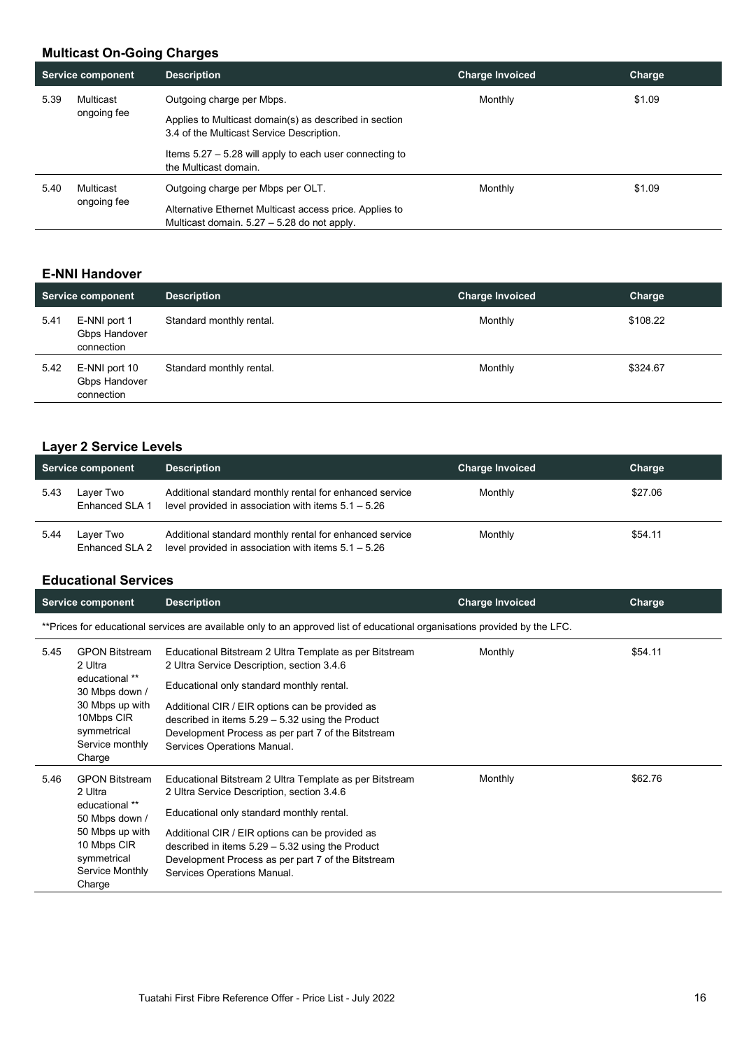### Multicast On-Going Charges

| Service component | | Description | Charge Invoiced | Charge |
|---|---|---|---|---|
| 5.39 | Multicast ongoing fee | Outgoing charge per Mbps.<br><br>Applies to Multicast domain(s) as described in section 3.4 of the Multicast Service Description.<br><br>Items 5.27 – 5.28 will apply to each user connecting to the Multicast domain. | Monthly | $1.09 |
| 5.40 | Multicast ongoing fee | Outgoing charge per Mbps per OLT.<br><br>Alternative Ethernet Multicast access price. Applies to Multicast domain. 5.27 – 5.28 do not apply. | Monthly | $1.09 |

### E-NNI Handover

| Service component | | Description | Charge Invoiced | Charge |
|---|---|---|---|---|
| 5.41 | E-NNI port 1 Gbps Handover connection | Standard monthly rental. | Monthly | $108.22 |
| 5.42 | E-NNI port 10 Gbps Handover connection | Standard monthly rental. | Monthly | $324.67 |

### Layer 2 Service Levels

| Service component | | Description | Charge Invoiced | Charge |
|---|---|---|---|---|
| 5.43 | Layer Two Enhanced SLA 1 | Additional standard monthly rental for enhanced service level provided in association with items 5.1 – 5.26 | Monthly | $27.06 |
| 5.44 | Layer Two Enhanced SLA 2 | Additional standard monthly rental for enhanced service level provided in association with items 5.1 – 5.26 | Monthly | $54.11 |

### Educational Services

| Service component | | Description | Charge Invoiced | Charge |
|---|---|---|---|---|
| **Prices for educational services are available only to an approved list of educational organisations provided by the LFC. | | | | |
| 5.45 | GPON Bitstream 2 Ultra educational ** 30 Mbps down / 30 Mbps up with 10Mbps CIR symmetrical Service monthly Charge | Educational Bitstream 2 Ultra Template as per Bitstream 2 Ultra Service Description, section 3.4.6<br><br>Educational only standard monthly rental.<br><br>Additional CIR / EIR options can be provided as described in items 5.29 – 5.32 using the Product Development Process as per part 7 of the Bitstream Services Operations Manual. | Monthly | $54.11 |
| 5.46 | GPON Bitstream 2 Ultra educational ** 50 Mbps down / 50 Mbps up with 10 Mbps CIR symmetrical Service Monthly Charge | Educational Bitstream 2 Ultra Template as per Bitstream 2 Ultra Service Description, section 3.4.6<br><br>Educational only standard monthly rental.<br><br>Additional CIR / EIR options can be provided as described in items 5.29 – 5.32 using the Product Development Process as per part 7 of the Bitstream Services Operations Manual. | Monthly | $62.76 |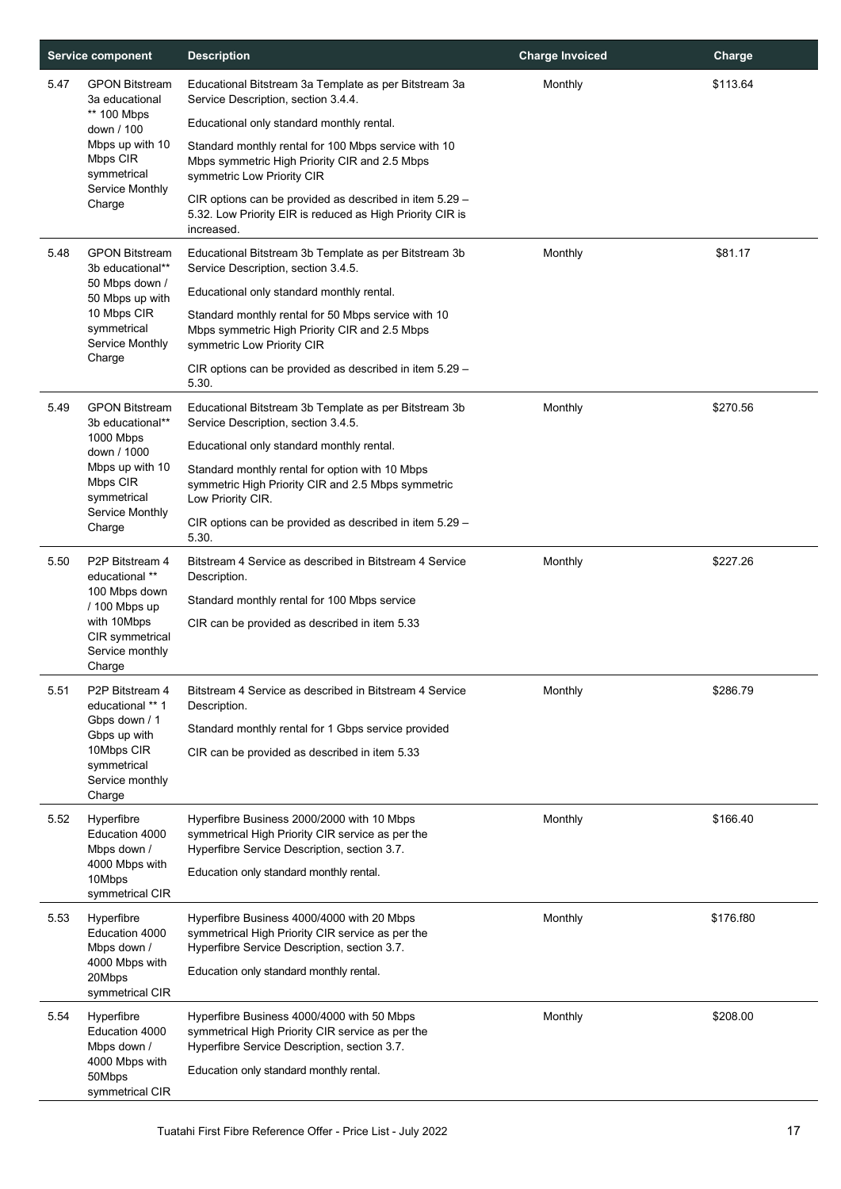| | Service component | Description | Charge Invoiced | Charge |
|---|---|---|---|---|
| 5.47 | GPON Bitstream 3a educational ** 100 Mbps down / 100 Mbps up with 10 Mbps CIR symmetrical Service Monthly Charge | Educational Bitstream 3a Template as per Bitstream 3a Service Description, section 3.4.4.<br><br>Educational only standard monthly rental.<br><br>Standard monthly rental for 100 Mbps service with 10 Mbps symmetric High Priority CIR and 2.5 Mbps symmetric Low Priority CIR<br><br>CIR options can be provided as described in item 5.29 – 5.32. Low Priority EIR is reduced as High Priority CIR is increased. | Monthly | $113.64 |
| 5.48 | GPON Bitstream 3b educational** 50 Mbps down / 50 Mbps up with 10 Mbps CIR symmetrical Service Monthly Charge | Educational Bitstream 3b Template as per Bitstream 3b Service Description, section 3.4.5.<br><br>Educational only standard monthly rental.<br><br>Standard monthly rental for 50 Mbps service with 10 Mbps symmetric High Priority CIR and 2.5 Mbps symmetric Low Priority CIR<br><br>CIR options can be provided as described in item 5.29 – 5.30. | Monthly | $81.17 |
| 5.49 | GPON Bitstream 3b educational** 1000 Mbps down / 1000 Mbps up with 10 Mbps CIR symmetrical Service Monthly Charge | Educational Bitstream 3b Template as per Bitstream 3b Service Description, section 3.4.5.<br><br>Educational only standard monthly rental.<br><br>Standard monthly rental for option with 10 Mbps symmetric High Priority CIR and 2.5 Mbps symmetric Low Priority CIR.<br><br>CIR options can be provided as described in item 5.29 – 5.30. | Monthly | $270.56 |
| 5.50 | P2P Bitstream 4 educational ** 100 Mbps down / 100 Mbps up with 10Mbps CIR symmetrical Service monthly Charge | Bitstream 4 Service as described in Bitstream 4 Service Description.<br><br>Standard monthly rental for 100 Mbps service<br><br>CIR can be provided as described in item 5.33 | Monthly | $227.26 |
| 5.51 | P2P Bitstream 4 educational ** 1 Gbps down / 1 Gbps up with 10Mbps CIR symmetrical Service monthly Charge | Bitstream 4 Service as described in Bitstream 4 Service Description.<br><br>Standard monthly rental for 1 Gbps service provided<br><br>CIR can be provided as described in item 5.33 | Monthly | $286.79 |
| 5.52 | Hyperfibre Education 4000 Mbps down / 4000 Mbps with 10Mbps symmetrical CIR | Hyperfibre Business 2000/2000 with 10 Mbps symmetrical High Priority CIR service as per the Hyperfibre Service Description, section 3.7.<br><br>Education only standard monthly rental. | Monthly | $166.40 |
| 5.53 | Hyperfibre Education 4000 Mbps down / 4000 Mbps with 20Mbps symmetrical CIR | Hyperfibre Business 4000/4000 with 20 Mbps symmetrical High Priority CIR service as per the Hyperfibre Service Description, section 3.7.<br><br>Education only standard monthly rental. | Monthly | $176.f80 |
| 5.54 | Hyperfibre Education 4000 Mbps down / 4000 Mbps with 50Mbps symmetrical CIR | Hyperfibre Business 4000/4000 with 50 Mbps symmetrical High Priority CIR service as per the Hyperfibre Service Description, section 3.7.<br><br>Education only standard monthly rental. | Monthly | $208.00 |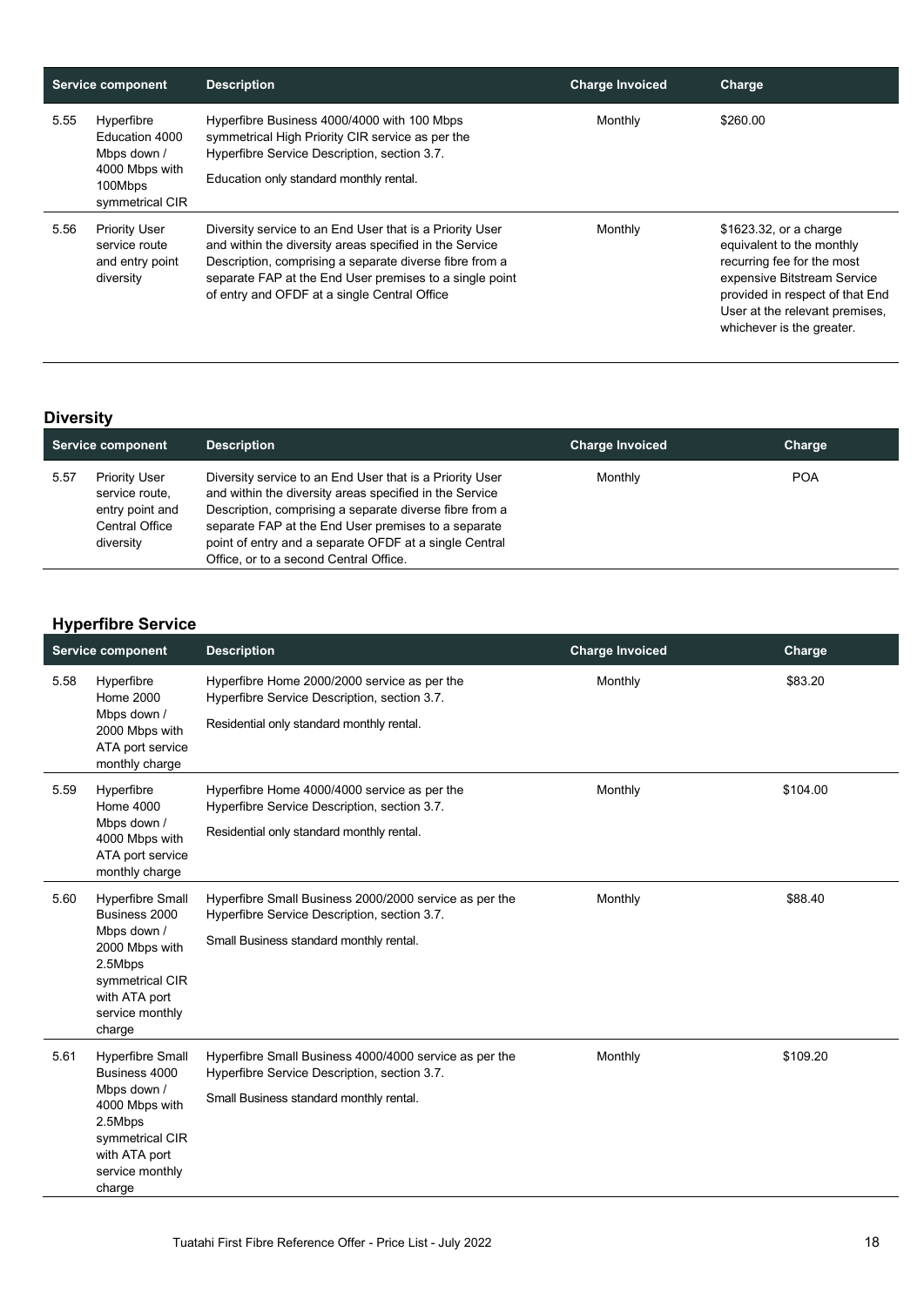| | Service component | Description | Charge Invoiced | Charge |
|---|---|---|---|---|
| 5.55 | Hyperfibre Education 4000 Mbps down / 4000 Mbps with 100Mbps symmetrical CIR | Hyperfibre Business 4000/4000 with 100 Mbps symmetrical High Priority CIR service as per the Hyperfibre Service Description, section 3.7. Education only standard monthly rental. | Monthly | $260.00 |
| 5.56 | Priority User service route and entry point diversity | Diversity service to an End User that is a Priority User and within the diversity areas specified in the Service Description, comprising a separate diverse fibre from a separate FAP at the End User premises to a single point of entry and OFDF at a single Central Office | Monthly | $1623.32, or a charge equivalent to the monthly recurring fee for the most expensive Bitstream Service provided in respect of that End User at the relevant premises, whichever is the greater. |

## Diversity

| | Service component | Description | Charge Invoiced | Charge |
|---|---|---|---|---|
| 5.57 | Priority User service route, entry point and Central Office diversity | Diversity service to an End User that is a Priority User and within the diversity areas specified in the Service Description, comprising a separate diverse fibre from a separate FAP at the End User premises to a separate point of entry and a separate OFDF at a single Central Office, or to a second Central Office. | Monthly | POA |

## Hyperfibre Service

| | Service component | Description | Charge Invoiced | Charge |
|---|---|---|---|---|
| 5.58 | Hyperfibre Home 2000 Mbps down / 2000 Mbps with ATA port service monthly charge | Hyperfibre Home 2000/2000 service as per the Hyperfibre Service Description, section 3.7. Residential only standard monthly rental. | Monthly | $83.20 |
| 5.59 | Hyperfibre Home 4000 Mbps down / 4000 Mbps with ATA port service monthly charge | Hyperfibre Home 4000/4000 service as per the Hyperfibre Service Description, section 3.7. Residential only standard monthly rental. | Monthly | $104.00 |
| 5.60 | Hyperfibre Small Business 2000 Mbps down / 2000 Mbps with 2.5Mbps symmetrical CIR with ATA port service monthly charge | Hyperfibre Small Business 2000/2000 service as per the Hyperfibre Service Description, section 3.7. Small Business standard monthly rental. | Monthly | $88.40 |
| 5.61 | Hyperfibre Small Business 4000 Mbps down / 4000 Mbps with 2.5Mbps symmetrical CIR with ATA port service monthly charge | Hyperfibre Small Business 4000/4000 service as per the Hyperfibre Service Description, section 3.7. Small Business standard monthly rental. | Monthly | $109.20 |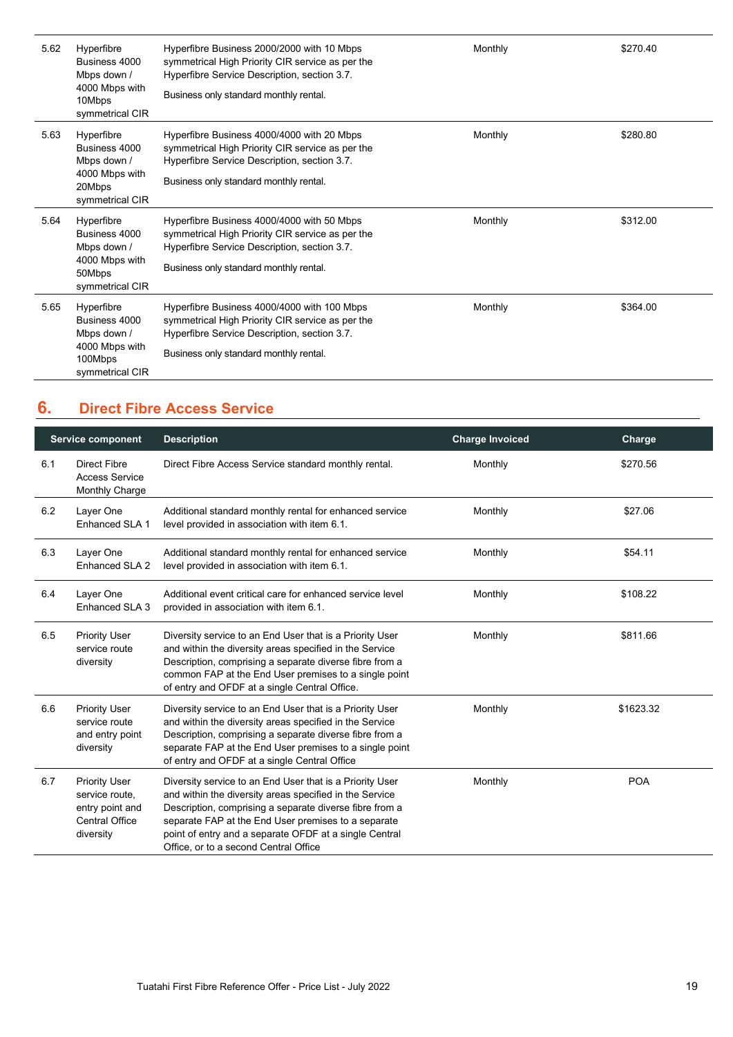| | | | | |
|---|---|---|---|---|
| 5.62 | Hyperfibre Business 4000 Mbps down / 4000 Mbps with 10Mbps symmetrical CIR | Hyperfibre Business 2000/2000 with 10 Mbps symmetrical High Priority CIR service as per the Hyperfibre Service Description, section 3.7.<br><br>Business only standard monthly rental. | Monthly | $270.40 |
| 5.63 | Hyperfibre Business 4000 Mbps down / 4000 Mbps with 20Mbps symmetrical CIR | Hyperfibre Business 4000/4000 with 20 Mbps symmetrical High Priority CIR service as per the Hyperfibre Service Description, section 3.7.<br><br>Business only standard monthly rental. | Monthly | $280.80 |
| 5.64 | Hyperfibre Business 4000 Mbps down / 4000 Mbps with 50Mbps symmetrical CIR | Hyperfibre Business 4000/4000 with 50 Mbps symmetrical High Priority CIR service as per the Hyperfibre Service Description, section 3.7.<br><br>Business only standard monthly rental. | Monthly | $312.00 |
| 5.65 | Hyperfibre Business 4000 Mbps down / 4000 Mbps with 100Mbps symmetrical CIR | Hyperfibre Business 4000/4000 with 100 Mbps symmetrical High Priority CIR service as per the Hyperfibre Service Description, section 3.7.<br><br>Business only standard monthly rental. | Monthly | $364.00 |

## 6. Direct Fibre Access Service

| Service component | | Description | Charge Invoiced | Charge |
|---|---|---|---|---|
| 6.1 | Direct Fibre Access Service Monthly Charge | Direct Fibre Access Service standard monthly rental. | Monthly | $270.56 |
| 6.2 | Layer One Enhanced SLA 1 | Additional standard monthly rental for enhanced service level provided in association with item 6.1. | Monthly | $27.06 |
| 6.3 | Layer One Enhanced SLA 2 | Additional standard monthly rental for enhanced service level provided in association with item 6.1. | Monthly | $54.11 |
| 6.4 | Layer One Enhanced SLA 3 | Additional event critical care for enhanced service level provided in association with item 6.1. | Monthly | $108.22 |
| 6.5 | Priority User service route diversity | Diversity service to an End User that is a Priority User and within the diversity areas specified in the Service Description, comprising a separate diverse fibre from a common FAP at the End User premises to a single point of entry and OFDF at a single Central Office. | Monthly | $811.66 |
| 6.6 | Priority User service route and entry point diversity | Diversity service to an End User that is a Priority User and within the diversity areas specified in the Service Description, comprising a separate diverse fibre from a separate FAP at the End User premises to a single point of entry and OFDF at a single Central Office | Monthly | $1623.32 |
| 6.7 | Priority User service route, entry point and Central Office diversity | Diversity service to an End User that is a Priority User and within the diversity areas specified in the Service Description, comprising a separate diverse fibre from a separate FAP at the End User premises to a separate point of entry and a separate OFDF at a single Central Office, or to a second Central Office | Monthly | POA |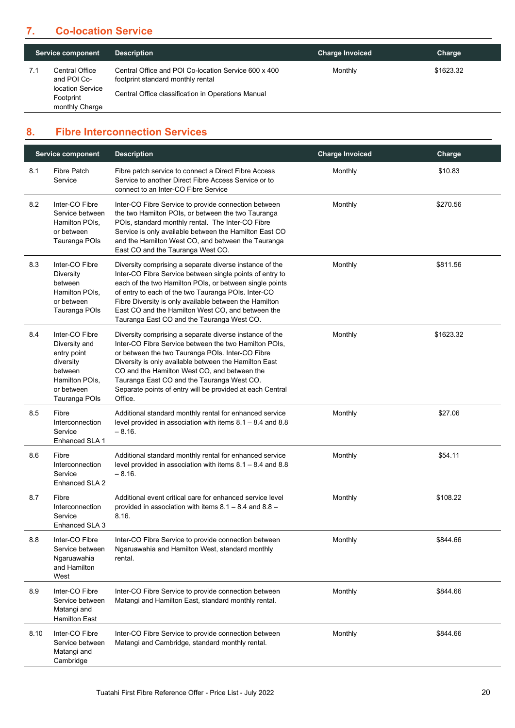## 7. Co-location Service

| | Service component | Description | Charge Invoiced | Charge |
|---|---|---|---|---|
| 7.1 | Central Office and POI Co-location Service Footprint monthly Charge | Central Office and POI Co-location Service 600 x 400 footprint standard monthly rental<br><br>Central Office classification in Operations Manual | Monthly | $1623.32 |

## 8. Fibre Interconnection Services

| | Service component | Description | Charge Invoiced | Charge |
|---|---|---|---|---|
| 8.1 | Fibre Patch Service | Fibre patch service to connect a Direct Fibre Access Service to another Direct Fibre Access Service or to connect to an Inter-CO Fibre Service | Monthly | $10.83 |
| 8.2 | Inter-CO Fibre Service between Hamilton POIs, or between Tauranga POIs | Inter-CO Fibre Service to provide connection between the two Hamilton POIs, or between the two Tauranga POIs, standard monthly rental. The Inter-CO Fibre Service is only available between the Hamilton East CO and the Hamilton West CO, and between the Tauranga East CO and the Tauranga West CO. | Monthly | $270.56 |
| 8.3 | Inter-CO Fibre Diversity between Hamilton POIs, or between Tauranga POIs | Diversity comprising a separate diverse instance of the Inter-CO Fibre Service between single points of entry to each of the two Hamilton POIs, or between single points of entry to each of the two Tauranga POIs. Inter-CO Fibre Diversity is only available between the Hamilton East CO and the Hamilton West CO, and between the Tauranga East CO and the Tauranga West CO. | Monthly | $811.56 |
| 8.4 | Inter-CO Fibre Diversity and entry point diversity between Hamilton POIs, or between Tauranga POIs | Diversity comprising a separate diverse instance of the Inter-CO Fibre Service between the two Hamilton POIs, or between the two Tauranga POIs. Inter-CO Fibre Diversity is only available between the Hamilton East CO and the Hamilton West CO, and between the Tauranga East CO and the Tauranga West CO. Separate points of entry will be provided at each Central Office. | Monthly | $1623.32 |
| 8.5 | Fibre Interconnection Service Enhanced SLA 1 | Additional standard monthly rental for enhanced service level provided in association with items 8.1 – 8.4 and 8.8 – 8.16. | Monthly | $27.06 |
| 8.6 | Fibre Interconnection Service Enhanced SLA 2 | Additional standard monthly rental for enhanced service level provided in association with items 8.1 – 8.4 and 8.8 – 8.16. | Monthly | $54.11 |
| 8.7 | Fibre Interconnection Service Enhanced SLA 3 | Additional event critical care for enhanced service level provided in association with items 8.1 – 8.4 and 8.8 – 8.16. | Monthly | $108.22 |
| 8.8 | Inter-CO Fibre Service between Ngaruawahia and Hamilton West | Inter-CO Fibre Service to provide connection between Ngaruawahia and Hamilton West, standard monthly rental. | Monthly | $844.66 |
| 8.9 | Inter-CO Fibre Service between Matangi and Hamilton East | Inter-CO Fibre Service to provide connection between Matangi and Hamilton East, standard monthly rental. | Monthly | $844.66 |
| 8.10 | Inter-CO Fibre Service between Matangi and Cambridge | Inter-CO Fibre Service to provide connection between Matangi and Cambridge, standard monthly rental. | Monthly | $844.66 |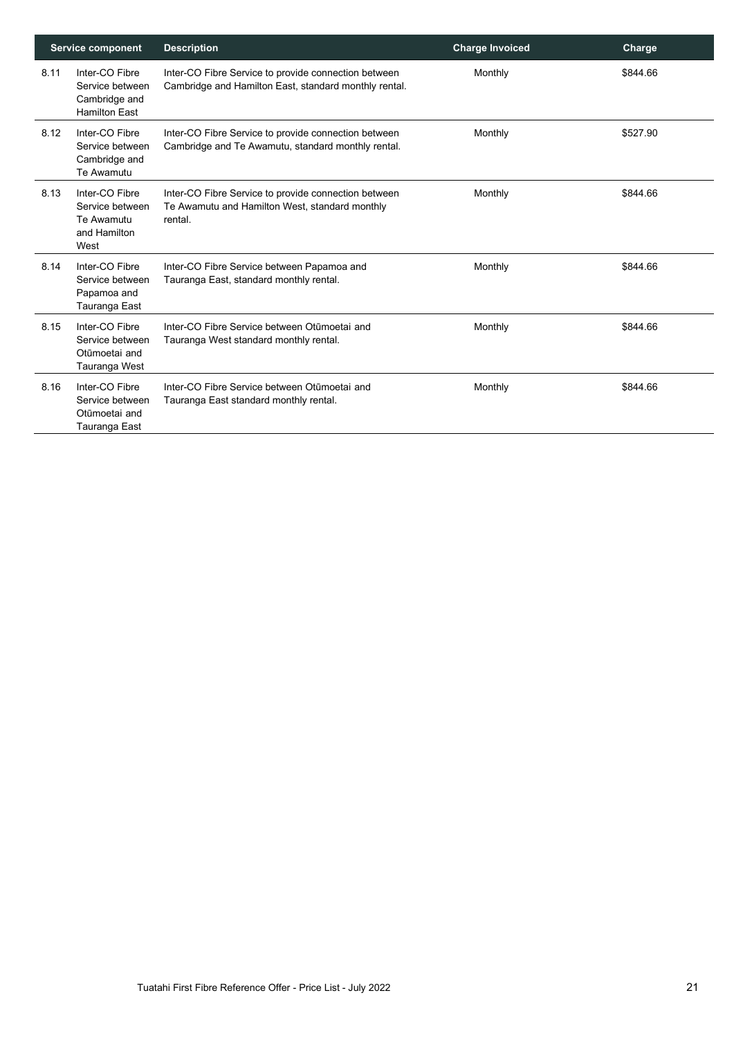| | Service component | Description | Charge Invoiced | Charge |
|---|---|---|---|---|
| 8.11 | Inter-CO Fibre Service between Cambridge and Hamilton East | Inter-CO Fibre Service to provide connection between Cambridge and Hamilton East, standard monthly rental. | Monthly | $844.66 |
| 8.12 | Inter-CO Fibre Service between Cambridge and Te Awamutu | Inter-CO Fibre Service to provide connection between Cambridge and Te Awamutu, standard monthly rental. | Monthly | $527.90 |
| 8.13 | Inter-CO Fibre Service between Te Awamutu and Hamilton West | Inter-CO Fibre Service to provide connection between Te Awamutu and Hamilton West, standard monthly rental. | Monthly | $844.66 |
| 8.14 | Inter-CO Fibre Service between Papamoa and Tauranga East | Inter-CO Fibre Service between Papamoa and Tauranga East, standard monthly rental. | Monthly | $844.66 |
| 8.15 | Inter-CO Fibre Service between Otūmoetai and Tauranga West | Inter-CO Fibre Service between Otūmoetai and Tauranga West standard monthly rental. | Monthly | $844.66 |
| 8.16 | Inter-CO Fibre Service between Otūmoetai and Tauranga East | Inter-CO Fibre Service between Otūmoetai and Tauranga East standard monthly rental. | Monthly | $844.66 |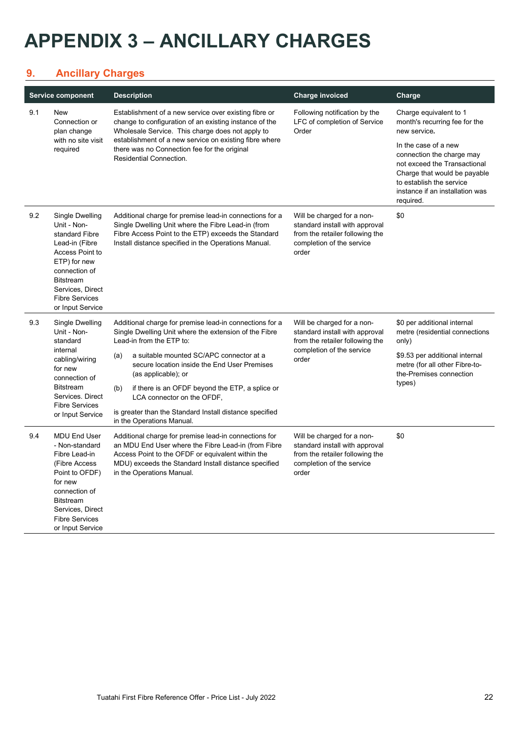# APPENDIX 3 – ANCILLARY CHARGES

## 9. Ancillary Charges

| | Service component | Description | Charge invoiced | Charge |
|---|---|---|---|---|
| 9.1 | New Connection or plan change with no site visit required | Establishment of a new service over existing fibre or change to configuration of an existing instance of the Wholesale Service. This charge does not apply to establishment of a new service on existing fibre where there was no Connection fee for the original Residential Connection. | Following notification by the LFC of completion of Service Order | Charge equivalent to 1 month's recurring fee for the new service.<br><br>In the case of a new connection the charge may not exceed the Transactional Charge that would be payable to establish the service instance if an installation was required. |
| 9.2 | Single Dwelling Unit - Non-standard Fibre Lead-in (Fibre Access Point to ETP) for new connection of Bitstream Services, Direct Fibre Services or Input Service | Additional charge for premise lead-in connections for a Single Dwelling Unit where the Fibre Lead-in (from Fibre Access Point to the ETP) exceeds the Standard Install distance specified in the Operations Manual. | Will be charged for a non-standard install with approval from the retailer following the completion of the service order | $0 |
| 9.3 | Single Dwelling Unit - Non-standard internal cabling/wiring for new connection of Bitstream Services. Direct Fibre Services or Input Service | Additional charge for premise lead-in connections for a Single Dwelling Unit where the extension of the Fibre Lead-in from the ETP to:<br><br>(a) a suitable mounted SC/APC connector at a secure location inside the End User Premises (as applicable); or<br><br>(b) if there is an OFDF beyond the ETP, a splice or LCA connector on the OFDF,<br><br>is greater than the Standard Install distance specified in the Operations Manual. | Will be charged for a non-standard install with approval from the retailer following the completion of the service order | $0 per additional internal metre (residential connections only)<br><br>$9.53 per additional internal metre (for all other Fibre-to-the-Premises connection types) |
| 9.4 | MDU End User - Non-standard Fibre Lead-in (Fibre Access Point to OFDF) for new connection of Bitstream Services, Direct Fibre Services or Input Service | Additional charge for premise lead-in connections for an MDU End User where the Fibre Lead-in (from Fibre Access Point to the OFDF or equivalent within the MDU) exceeds the Standard Install distance specified in the Operations Manual. | Will be charged for a non-standard install with approval from the retailer following the completion of the service order | $0 |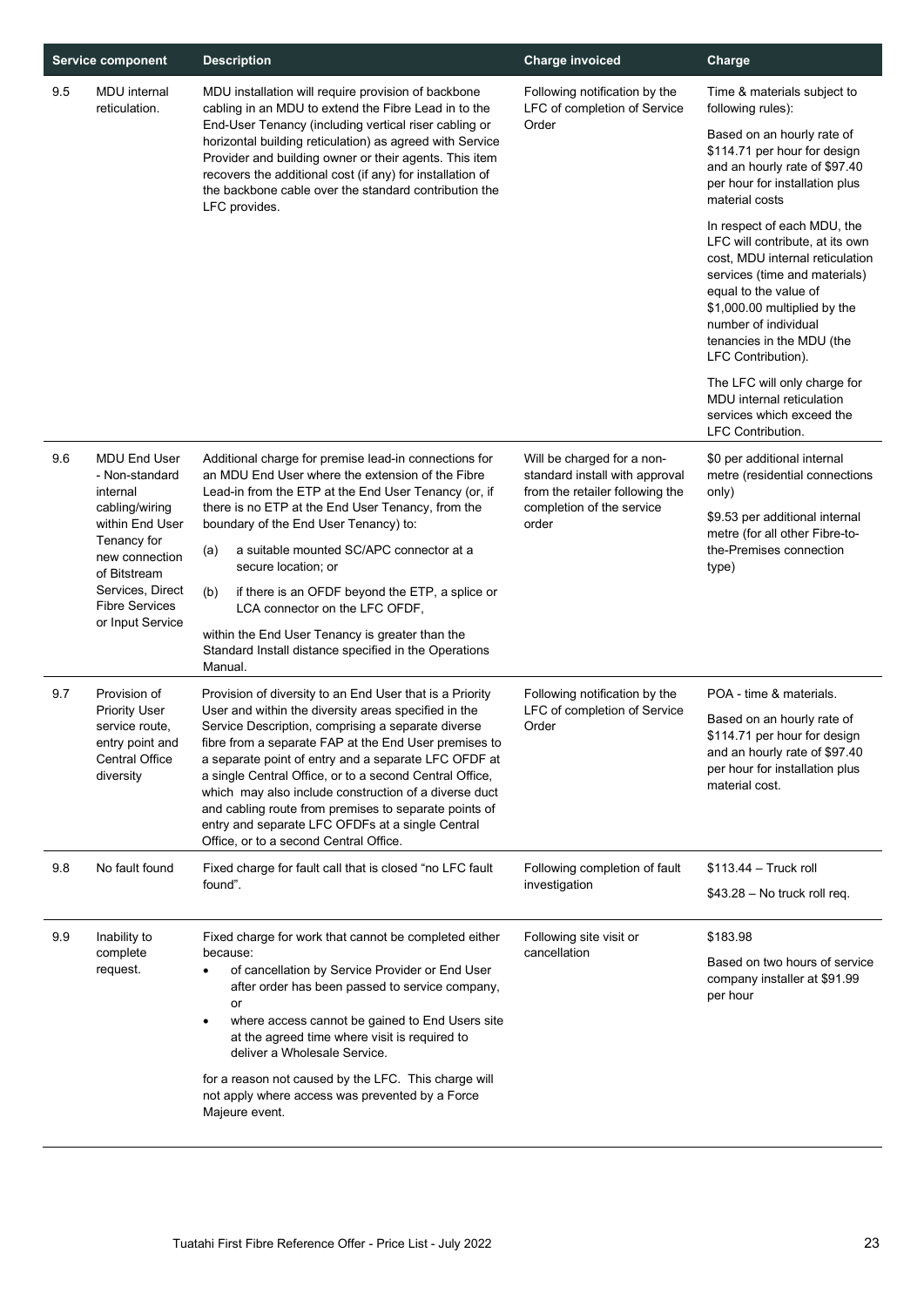| Service component | | Description | Charge invoiced | Charge |
|---|---|---|---|---|
| 9.5 | MDU internal reticulation. | MDU installation will require provision of backbone cabling in an MDU to extend the Fibre Lead in to the End-User Tenancy (including vertical riser cabling or horizontal building reticulation) as agreed with Service Provider and building owner or their agents. This item recovers the additional cost (if any) for installation of the backbone cable over the standard contribution the LFC provides. | Following notification by the LFC of completion of Service Order | Time & materials subject to following rules):<br><br>Based on an hourly rate of $114.71 per hour for design and an hourly rate of $97.40 per hour for installation plus material costs<br><br>In respect of each MDU, the LFC will contribute, at its own cost, MDU internal reticulation services (time and materials) equal to the value of $1,000.00 multiplied by the number of individual tenancies in the MDU (the LFC Contribution).<br><br>The LFC will only charge for MDU internal reticulation services which exceed the LFC Contribution. |
| 9.6 | MDU End User - Non-standard internal cabling/wiring within End User Tenancy for new connection of Bitstream Services, Direct Fibre Services or Input Service | Additional charge for premise lead-in connections for an MDU End User where the extension of the Fibre Lead-in from the ETP at the End User Tenancy (or, if there is no ETP at the End User Tenancy, from the boundary of the End User Tenancy) to:<br><br>(a) a suitable mounted SC/APC connector at a secure location; or<br><br>(b) if there is an OFDF beyond the ETP, a splice or LCA connector on the LFC OFDF,<br><br>within the End User Tenancy is greater than the Standard Install distance specified in the Operations Manual. | Will be charged for a non-standard install with approval from the retailer following the completion of the service order | $0 per additional internal metre (residential connections only)<br><br>$9.53 per additional internal metre (for all other Fibre-to-the-Premises connection type) |
| 9.7 | Provision of Priority User service route, entry point and Central Office diversity | Provision of diversity to an End User that is a Priority User and within the diversity areas specified in the Service Description, comprising a separate diverse fibre from a separate FAP at the End User premises to a separate point of entry and a separate LFC OFDF at a single Central Office, or to a second Central Office, which may also include construction of a diverse duct and cabling route from premises to separate points of entry and separate LFC OFDFs at a single Central Office, or to a second Central Office. | Following notification by the LFC of completion of Service Order | POA - time & materials.<br><br>Based on an hourly rate of $114.71 per hour for design and an hourly rate of $97.40 per hour for installation plus material cost. |
| 9.8 | No fault found | Fixed charge for fault call that is closed "no LFC fault found". | Following completion of fault investigation | $113.44 – Truck roll<br><br>$43.28 – No truck roll req. |
| 9.9 | Inability to complete request. | Fixed charge for work that cannot be completed either because:<br><br>• of cancellation by Service Provider or End User after order has been passed to service company, or<br><br>• where access cannot be gained to End Users site at the agreed time where visit is required to deliver a Wholesale Service.<br><br>for a reason not caused by the LFC. This charge will not apply where access was prevented by a Force Majeure event. | Following site visit or cancellation | $183.98<br><br>Based on two hours of service company installer at $91.99 per hour |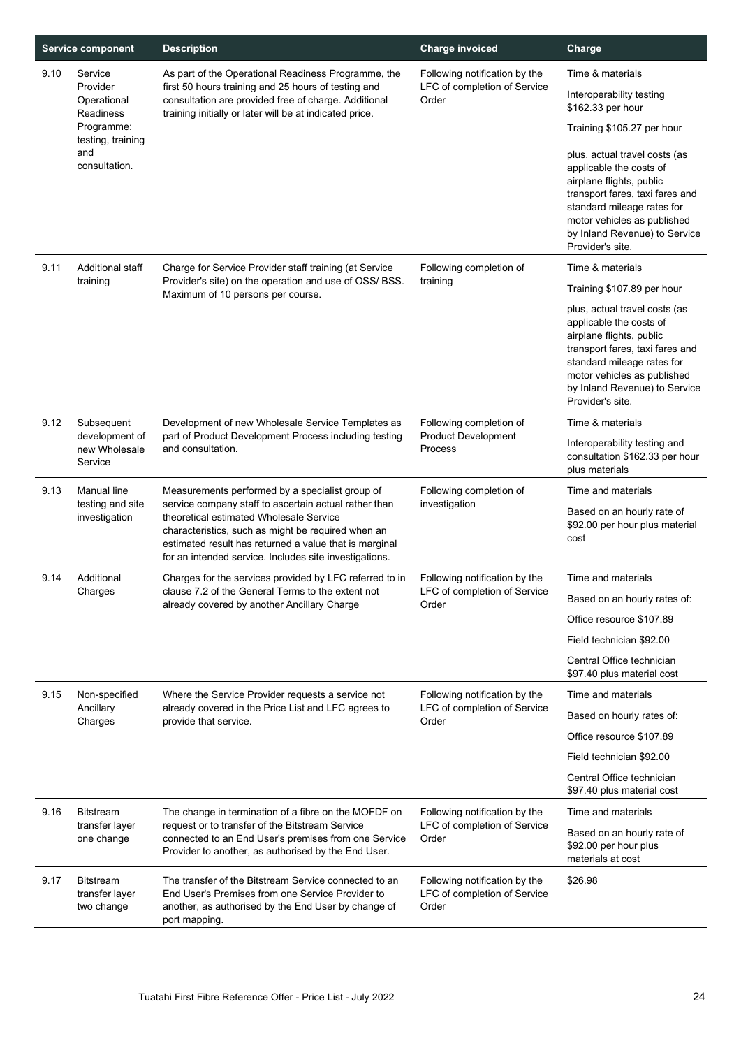| Service component | | Description | Charge invoiced | Charge |
|---|---|---|---|---|
| 9.10 | Service Provider Operational Readiness Programme: testing, training and consultation. | As part of the Operational Readiness Programme, the first 50 hours training and 25 hours of testing and consultation are provided free of charge. Additional training initially or later will be at indicated price. | Following notification by the LFC of completion of Service Order | Time & materials<br><br>Interoperability testing $162.33 per hour<br><br>Training $105.27 per hour<br><br>plus, actual travel costs (as applicable the costs of airplane flights, public transport fares, taxi fares and standard mileage rates for motor vehicles as published by Inland Revenue) to Service Provider's site. |
| 9.11 | Additional staff training | Charge for Service Provider staff training (at Service Provider's site) on the operation and use of OSS/ BSS. Maximum of 10 persons per course. | Following completion of training | Time & materials<br><br>Training $107.89 per hour<br><br>plus, actual travel costs (as applicable the costs of airplane flights, public transport fares, taxi fares and standard mileage rates for motor vehicles as published by Inland Revenue) to Service Provider's site. |
| 9.12 | Subsequent development of new Wholesale Service | Development of new Wholesale Service Templates as part of Product Development Process including testing and consultation. | Following completion of Product Development Process | Time & materials<br><br>Interoperability testing and consultation $162.33 per hour plus materials |
| 9.13 | Manual line testing and site investigation | Measurements performed by a specialist group of service company staff to ascertain actual rather than theoretical estimated Wholesale Service characteristics, such as might be required when an estimated result has returned a value that is marginal for an intended service. Includes site investigations. | Following completion of investigation | Time and materials<br><br>Based on an hourly rate of $92.00 per hour plus material cost |
| 9.14 | Additional Charges | Charges for the services provided by LFC referred to in clause 7.2 of the General Terms to the extent not already covered by another Ancillary Charge | Following notification by the LFC of completion of Service Order | Time and materials<br><br>Based on an hourly rates of:<br><br>Office resource $107.89<br><br>Field technician $92.00<br><br>Central Office technician $97.40 plus material cost |
| 9.15 | Non-specified Ancillary Charges | Where the Service Provider requests a service not already covered in the Price List and LFC agrees to provide that service. | Following notification by the LFC of completion of Service Order | Time and materials<br><br>Based on hourly rates of:<br><br>Office resource $107.89<br><br>Field technician $92.00<br><br>Central Office technician $97.40 plus material cost |
| 9.16 | Bitstream transfer layer one change | The change in termination of a fibre on the MOFDF on request or to transfer of the Bitstream Service connected to an End User's premises from one Service Provider to another, as authorised by the End User. | Following notification by the LFC of completion of Service Order | Time and materials<br><br>Based on an hourly rate of $92.00 per hour plus materials at cost |
| 9.17 | Bitstream transfer layer two change | The transfer of the Bitstream Service connected to an End User's Premises from one Service Provider to another, as authorised by the End User by change of port mapping. | Following notification by the LFC of completion of Service Order | $26.98 |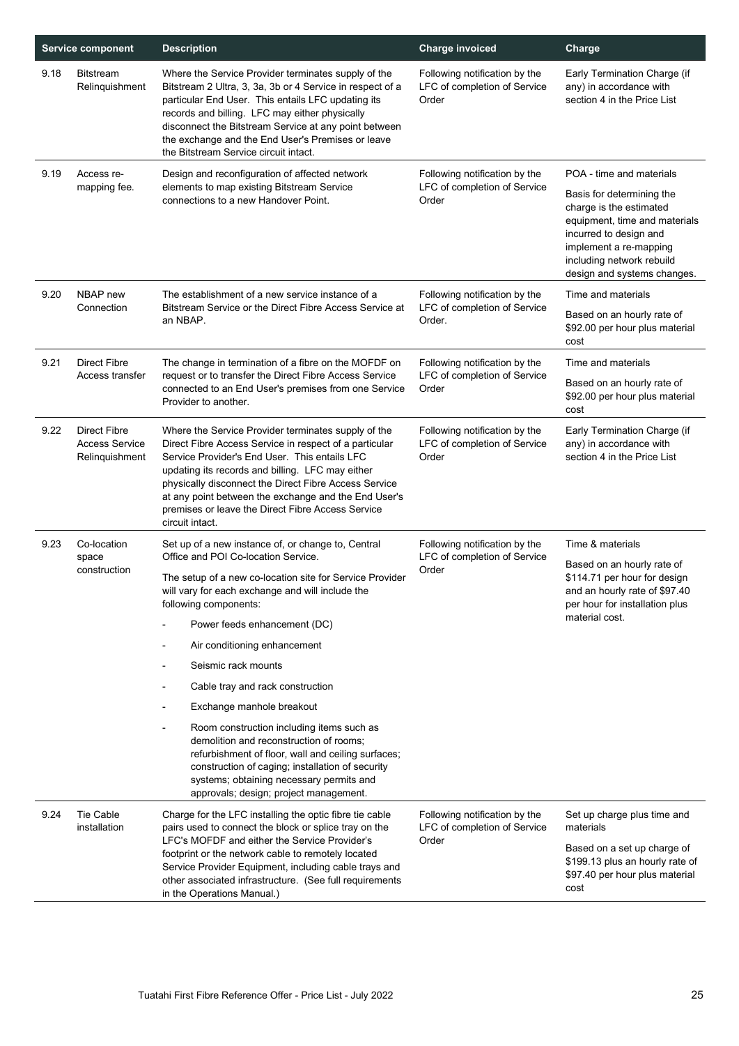| | Service component | Description | Charge invoiced | Charge |
|---|---|---|---|---|
| 9.18 | Bitstream Relinquishment | Where the Service Provider terminates supply of the Bitstream 2 Ultra, 3, 3a, 3b or 4 Service in respect of a particular End User. This entails LFC updating its records and billing. LFC may either physically disconnect the Bitstream Service at any point between the exchange and the End User's Premises or leave the Bitstream Service circuit intact. | Following notification by the LFC of completion of Service Order | Early Termination Charge (if any) in accordance with section 4 in the Price List |
| 9.19 | Access re-mapping fee. | Design and reconfiguration of affected network elements to map existing Bitstream Service connections to a new Handover Point. | Following notification by the LFC of completion of Service Order | POA - time and materials<br><br>Basis for determining the charge is the estimated equipment, time and materials incurred to design and implement a re-mapping including network rebuild design and systems changes. |
| 9.20 | NBAP new Connection | The establishment of a new service instance of a Bitstream Service or the Direct Fibre Access Service at an NBAP. | Following notification by the LFC of completion of Service Order. | Time and materials<br><br>Based on an hourly rate of $92.00 per hour plus material cost |
| 9.21 | Direct Fibre Access transfer | The change in termination of a fibre on the MOFDF on request or to transfer the Direct Fibre Access Service connected to an End User's premises from one Service Provider to another. | Following notification by the LFC of completion of Service Order | Time and materials<br><br>Based on an hourly rate of $92.00 per hour plus material cost |
| 9.22 | Direct Fibre Access Service Relinquishment | Where the Service Provider terminates supply of the Direct Fibre Access Service in respect of a particular Service Provider's End User. This entails LFC updating its records and billing. LFC may either physically disconnect the Direct Fibre Access Service at any point between the exchange and the End User's premises or leave the Direct Fibre Access Service circuit intact. | Following notification by the LFC of completion of Service Order | Early Termination Charge (if any) in accordance with section 4 in the Price List |
| 9.23 | Co-location space construction | Set up of a new instance of, or change to, Central Office and POI Co-location Service.<br><br>The setup of a new co-location site for Service Provider will vary for each exchange and will include the following components:<br>- Power feeds enhancement (DC)<br>- Air conditioning enhancement<br>- Seismic rack mounts<br>- Cable tray and rack construction<br>- Exchange manhole breakout<br>- Room construction including items such as demolition and reconstruction of rooms; refurbishment of floor, wall and ceiling surfaces; construction of caging; installation of security systems; obtaining necessary permits and approvals; design; project management. | Following notification by the LFC of completion of Service Order | Time & materials<br><br>Based on an hourly rate of $114.71 per hour for design and an hourly rate of $97.40 per hour for installation plus material cost. |
| 9.24 | Tie Cable installation | Charge for the LFC installing the optic fibre tie cable pairs used to connect the block or splice tray on the LFC's MOFDF and either the Service Provider's footprint or the network cable to remotely located Service Provider Equipment, including cable trays and other associated infrastructure. (See full requirements in the Operations Manual.) | Following notification by the LFC of completion of Service Order | Set up charge plus time and materials<br><br>Based on a set up charge of $199.13 plus an hourly rate of $97.40 per hour plus material cost |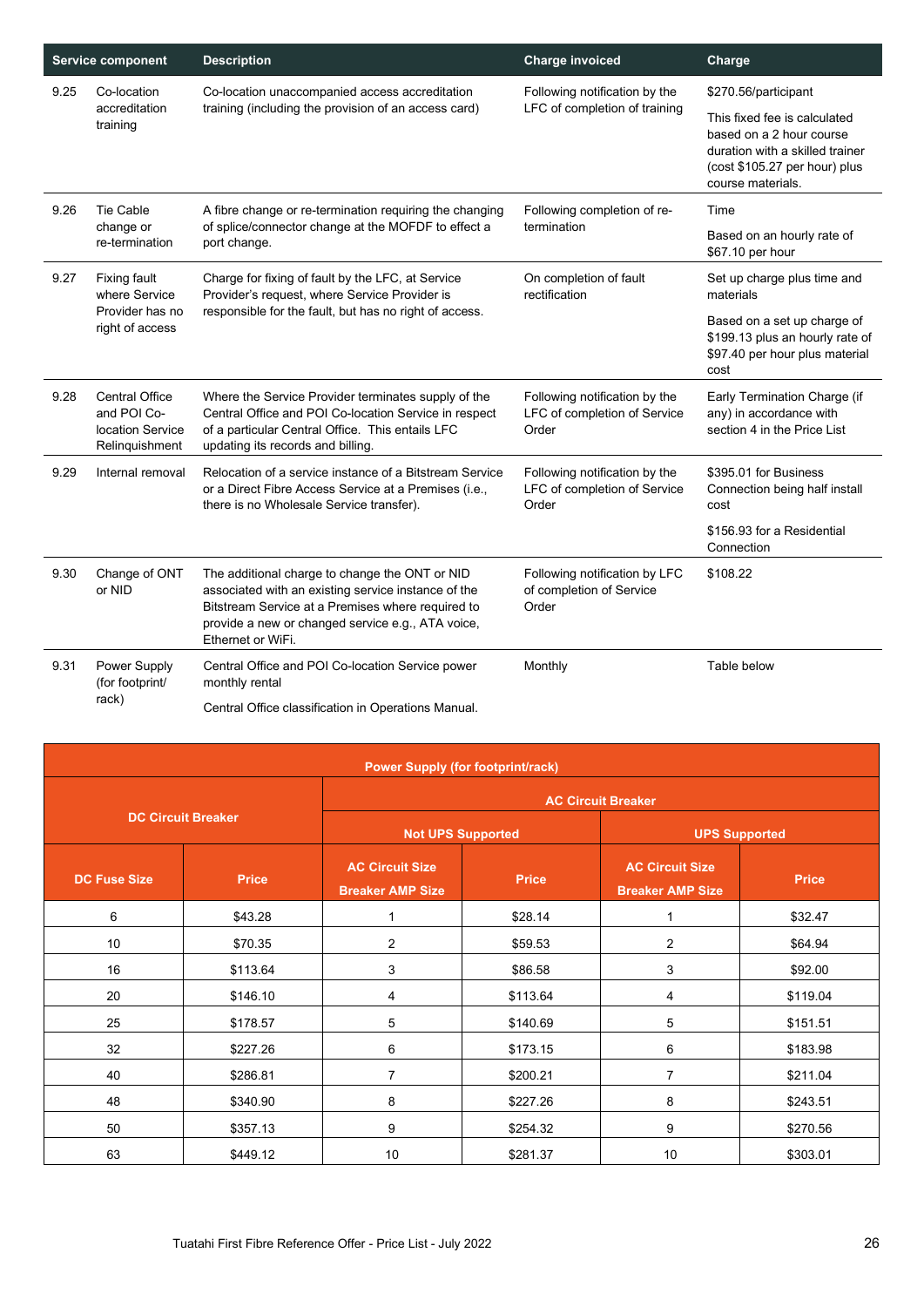| Service component | | Description | Charge invoiced | Charge |
|---|---|---|---|---|
| 9.25 | Co-location accreditation training | Co-location unaccompanied access accreditation training (including the provision of an access card) | Following notification by the LFC of completion of training | $270.56/participant<br><br>This fixed fee is calculated based on a 2 hour course duration with a skilled trainer (cost $105.27 per hour) plus course materials. |
| 9.26 | Tie Cable change or re-termination | A fibre change or re-termination requiring the changing of splice/connector change at the MOFDF to effect a port change. | Following completion of re-termination | Time<br><br>Based on an hourly rate of $67.10 per hour |
| 9.27 | Fixing fault where Service Provider has no right of access | Charge for fixing of fault by the LFC, at Service Provider's request, where Service Provider is responsible for the fault, but has no right of access. | On completion of fault rectification | Set up charge plus time and materials<br><br>Based on a set up charge of $199.13 plus an hourly rate of $97.40 per hour plus material cost |
| 9.28 | Central Office and POI Co-location Service Relinquishment | Where the Service Provider terminates supply of the Central Office and POI Co-location Service in respect of a particular Central Office. This entails LFC updating its records and billing. | Following notification by the LFC of completion of Service Order | Early Termination Charge (if any) in accordance with section 4 in the Price List |
| 9.29 | Internal removal | Relocation of a service instance of a Bitstream Service or a Direct Fibre Access Service at a Premises (i.e., there is no Wholesale Service transfer). | Following notification by the LFC of completion of Service Order | $395.01 for Business Connection being half install cost<br><br>$156.93 for a Residential Connection |
| 9.30 | Change of ONT or NID | The additional charge to change the ONT or NID associated with an existing service instance of the Bitstream Service at a Premises where required to provide a new or changed service e.g., ATA voice, Ethernet or WiFi. | Following notification by LFC of completion of Service Order | $108.22 |
| 9.31 | Power Supply (for footprint/ rack) | Central Office and POI Co-location Service power monthly rental<br><br>Central Office classification in Operations Manual. | Monthly | Table below |

| Power Supply (for footprint/rack) | | | | | |
|---|---|---|---|---|---|
| DC Circuit Breaker | | AC Circuit Breaker | | | |
| | | Not UPS Supported | | UPS Supported | |
| DC Fuse Size | Price | AC Circuit Size Breaker AMP Size | Price | AC Circuit Size Breaker AMP Size | Price |
| 6 | $43.28 | 1 | $28.14 | 1 | $32.47 |
| 10 | $70.35 | 2 | $59.53 | 2 | $64.94 |
| 16 | $113.64 | 3 | $86.58 | 3 | $92.00 |
| 20 | $146.10 | 4 | $113.64 | 4 | $119.04 |
| 25 | $178.57 | 5 | $140.69 | 5 | $151.51 |
| 32 | $227.26 | 6 | $173.15 | 6 | $183.98 |
| 40 | $286.81 | 7 | $200.21 | 7 | $211.04 |
| 48 | $340.90 | 8 | $227.26 | 8 | $243.51 |
| 50 | $357.13 | 9 | $254.32 | 9 | $270.56 |
| 63 | $449.12 | 10 | $281.37 | 10 | $303.01 |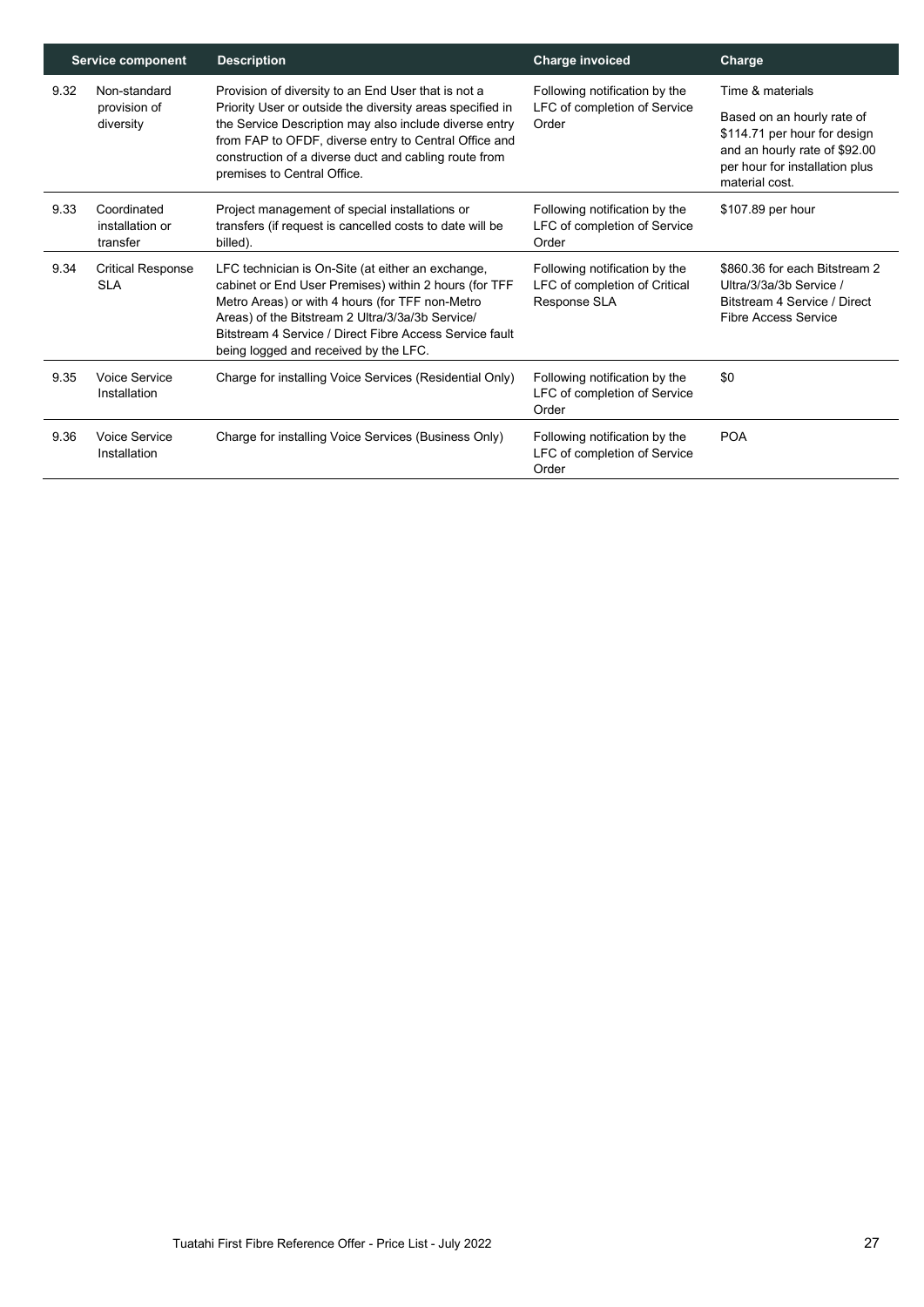| | Service component | Description | Charge invoiced | Charge |
|---|---|---|---|---|
| 9.32 | Non-standard provision of diversity | Provision of diversity to an End User that is not a Priority User or outside the diversity areas specified in the Service Description may also include diverse entry from FAP to OFDF, diverse entry to Central Office and construction of a diverse duct and cabling route from premises to Central Office. | Following notification by the LFC of completion of Service Order | Time & materials<br><br>Based on an hourly rate of $114.71 per hour for design and an hourly rate of $92.00 per hour for installation plus material cost. |
| 9.33 | Coordinated installation or transfer | Project management of special installations or transfers (if request is cancelled costs to date will be billed). | Following notification by the LFC of completion of Service Order | $107.89 per hour |
| 9.34 | Critical Response SLA | LFC technician is On-Site (at either an exchange, cabinet or End User Premises) within 2 hours (for TFF Metro Areas) or with 4 hours (for TFF non-Metro Areas) of the Bitstream 2 Ultra/3/3a/3b Service/ Bitstream 4 Service / Direct Fibre Access Service fault being logged and received by the LFC. | Following notification by the LFC of completion of Critical Response SLA | $860.36 for each Bitstream 2 Ultra/3/3a/3b Service / Bitstream 4 Service / Direct Fibre Access Service |
| 9.35 | Voice Service Installation | Charge for installing Voice Services (Residential Only) | Following notification by the LFC of completion of Service Order | $0 |
| 9.36 | Voice Service Installation | Charge for installing Voice Services (Business Only) | Following notification by the LFC of completion of Service Order | POA |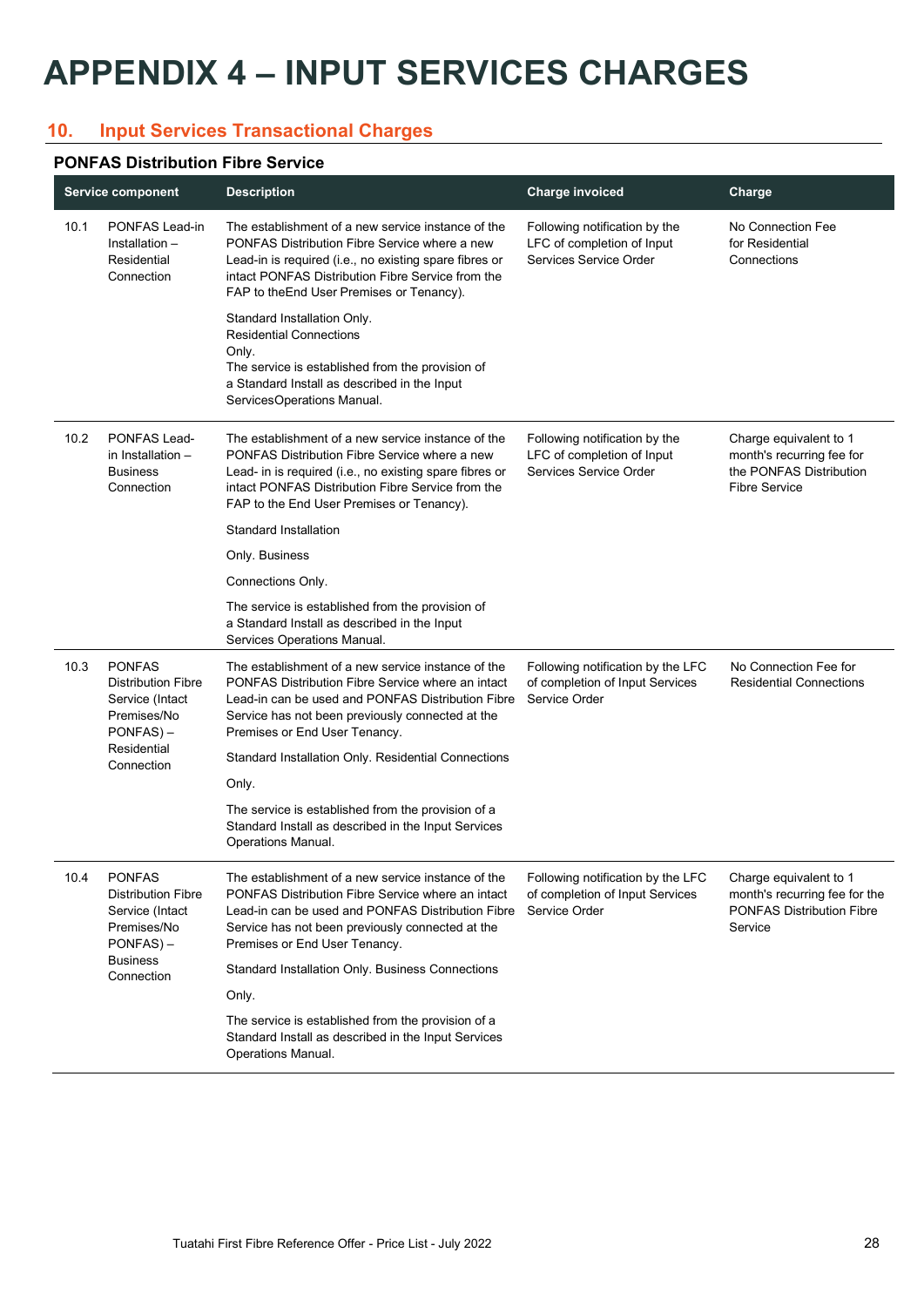# APPENDIX 4 – INPUT SERVICES CHARGES

## 10. Input Services Transactional Charges

### PONFAS Distribution Fibre Service

| | Service component | Description | Charge invoiced | Charge |
|---|---|---|---|---|
| 10.1 | PONFAS Lead-in Installation – Residential Connection | The establishment of a new service instance of the PONFAS Distribution Fibre Service where a new Lead-in is required (i.e., no existing spare fibres or intact PONFAS Distribution Fibre Service from the FAP to theEnd User Premises or Tenancy).<br><br>Standard Installation Only.<br>Residential Connections Only.<br>The service is established from the provision of a Standard Install as described in the Input ServicesOperations Manual. | Following notification by the LFC of completion of Input Services Service Order | No Connection Fee for Residential Connections |
| 10.2 | PONFAS Lead-in Installation – Business Connection | The establishment of a new service instance of the PONFAS Distribution Fibre Service where a new Lead- in is required (i.e., no existing spare fibres or intact PONFAS Distribution Fibre Service from the FAP to the End User Premises or Tenancy).<br><br>Standard Installation<br><br>Only. Business<br><br>Connections Only.<br><br>The service is established from the provision of a Standard Install as described in the Input Services Operations Manual. | Following notification by the LFC of completion of Input Services Service Order | Charge equivalent to 1 month's recurring fee for the PONFAS Distribution Fibre Service |
| 10.3 | PONFAS Distribution Fibre Service (Intact Premises/No PONFAS) – Residential Connection | The establishment of a new service instance of the PONFAS Distribution Fibre Service where an intact Lead-in can be used and PONFAS Distribution Fibre Service has not been previously connected at the Premises or End User Tenancy.<br><br>Standard Installation Only. Residential Connections<br><br>Only.<br><br>The service is established from the provision of a Standard Install as described in the Input Services Operations Manual. | Following notification by the LFC of completion of Input Services Service Order | No Connection Fee for Residential Connections |
| 10.4 | PONFAS Distribution Fibre Service (Intact Premises/No PONFAS) – Business Connection | The establishment of a new service instance of the PONFAS Distribution Fibre Service where an intact Lead-in can be used and PONFAS Distribution Fibre Service has not been previously connected at the Premises or End User Tenancy.<br><br>Standard Installation Only. Business Connections<br><br>Only.<br><br>The service is established from the provision of a Standard Install as described in the Input Services Operations Manual. | Following notification by the LFC of completion of Input Services Service Order | Charge equivalent to 1 month's recurring fee for the PONFAS Distribution Fibre Service |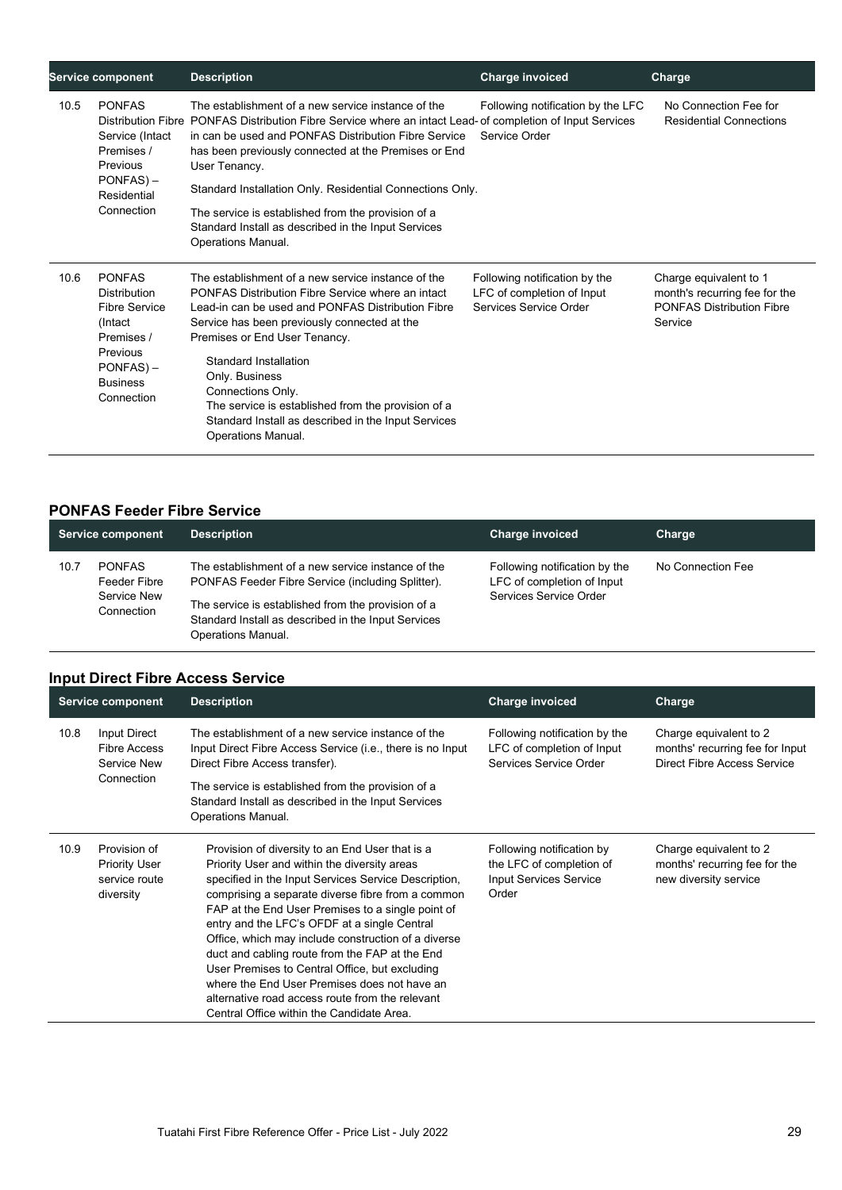| Service component | | Description | Charge invoiced | Charge |
|---|---|---|---|---|
| 10.5 | PONFAS Distribution Fibre Service (Intact Premises / Previous PONFAS) – Residential Connection | The establishment of a new service instance of the PONFAS Distribution Fibre Service where an intact Lead-in can be used and PONFAS Distribution Fibre Service has been previously connected at the Premises or End User Tenancy.<br><br>Standard Installation Only. Residential Connections Only.<br><br>The service is established from the provision of a Standard Install as described in the Input Services Operations Manual. | Following notification by the LFC of completion of Input Services Service Order | No Connection Fee for Residential Connections |
| 10.6 | PONFAS Distribution Fibre Service (Intact Premises / Previous PONFAS) – Business Connection | The establishment of a new service instance of the PONFAS Distribution Fibre Service where an intact Lead-in can be used and PONFAS Distribution Fibre Service has been previously connected at the Premises or End User Tenancy.<br><br>Standard Installation Only. Business Connections Only.<br>The service is established from the provision of a Standard Install as described in the Input Services Operations Manual. | Following notification by the LFC of completion of Input Services Service Order | Charge equivalent to 1 month's recurring fee for the PONFAS Distribution Fibre Service |

## PONFAS Feeder Fibre Service

| Service component | | Description | Charge invoiced | Charge |
|---|---|---|---|---|
| 10.7 | PONFAS Feeder Fibre Service New Connection | The establishment of a new service instance of the PONFAS Feeder Fibre Service (including Splitter).<br><br>The service is established from the provision of a Standard Install as described in the Input Services Operations Manual. | Following notification by the LFC of completion of Input Services Service Order | No Connection Fee |

## Input Direct Fibre Access Service

| Service component | | Description | Charge invoiced | Charge |
|---|---|---|---|---|
| 10.8 | Input Direct Fibre Access Service New Connection | The establishment of a new service instance of the Input Direct Fibre Access Service (i.e., there is no Input Direct Fibre Access transfer).<br><br>The service is established from the provision of a Standard Install as described in the Input Services Operations Manual. | Following notification by the LFC of completion of Input Services Service Order | Charge equivalent to 2 months' recurring fee for Input Direct Fibre Access Service |
| 10.9 | Provision of Priority User service route diversity | Provision of diversity to an End User that is a Priority User and within the diversity areas specified in the Input Services Service Description, comprising a separate diverse fibre from a common FAP at the End User Premises to a single point of entry and the LFC's OFDF at a single Central Office, which may include construction of a diverse duct and cabling route from the FAP at the End User Premises to Central Office, but excluding where the End User Premises does not have an alternative road access route from the relevant Central Office within the Candidate Area. | Following notification by the LFC of completion of Input Services Service Order | Charge equivalent to 2 months' recurring fee for the new diversity service |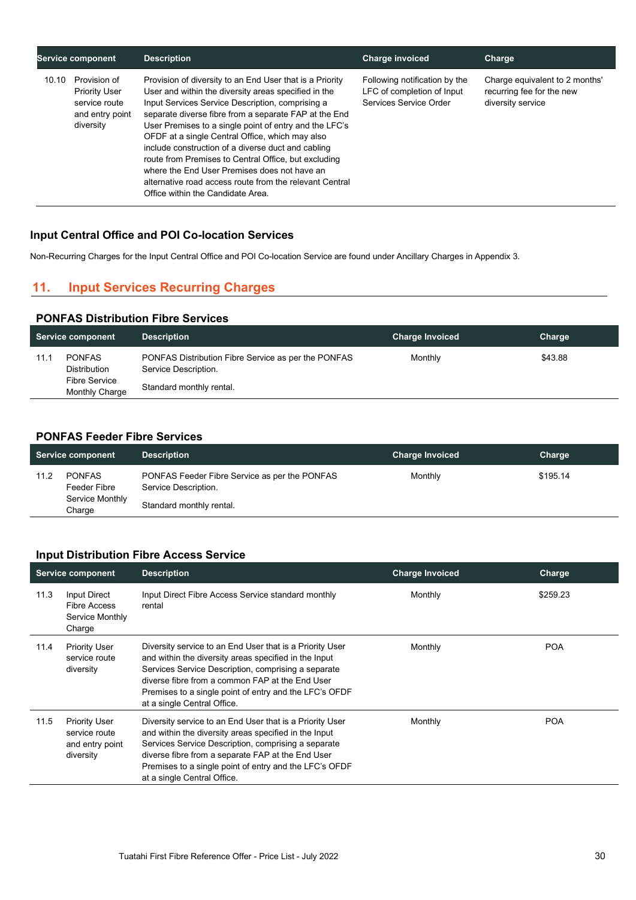| Service component | Description | Charge invoiced | Charge |
|---|---|---|---|
| 10.10 Provision of Priority User service route and entry point diversity | Provision of diversity to an End User that is a Priority User and within the diversity areas specified in the Input Services Service Description, comprising a separate diverse fibre from a separate FAP at the End User Premises to a single point of entry and the LFC's OFDF at a single Central Office, which may also include construction of a diverse duct and cabling route from Premises to Central Office, but excluding where the End User Premises does not have an alternative road access route from the relevant Central Office within the Candidate Area. | Following notification by the LFC of completion of Input Services Service Order | Charge equivalent to 2 months' recurring fee for the new diversity service |

### Input Central Office and POI Co-location Services

Non-Recurring Charges for the Input Central Office and POI Co-location Service are found under Ancillary Charges in Appendix 3.

## 11. Input Services Recurring Charges

### PONFAS Distribution Fibre Services

| Service component | Description | Charge Invoiced | Charge |
|---|---|---|---|
| 11.1 PONFAS Distribution Fibre Service Monthly Charge | PONFAS Distribution Fibre Service as per the PONFAS Service Description.<br><br>Standard monthly rental. | Monthly | $43.88 |

### PONFAS Feeder Fibre Services

| Service component | Description | Charge Invoiced | Charge |
|---|---|---|---|
| 11.2 PONFAS Feeder Fibre Service Monthly Charge | PONFAS Feeder Fibre Service as per the PONFAS Service Description.<br><br>Standard monthly rental. | Monthly | $195.14 |

### Input Distribution Fibre Access Service

| Service component | Description | Charge Invoiced | Charge |
|---|---|---|---|
| 11.3 Input Direct Fibre Access Service Monthly Charge | Input Direct Fibre Access Service standard monthly rental | Monthly | $259.23 |
| 11.4 Priority User service route diversity | Diversity service to an End User that is a Priority User and within the diversity areas specified in the Input Services Service Description, comprising a separate diverse fibre from a common FAP at the End User Premises to a single point of entry and the LFC's OFDF at a single Central Office. | Monthly | POA |
| 11.5 Priority User service route and entry point diversity | Diversity service to an End User that is a Priority User and within the diversity areas specified in the Input Services Service Description, comprising a separate diverse fibre from a separate FAP at the End User Premises to a single point of entry and the LFC's OFDF at a single Central Office. | Monthly | POA |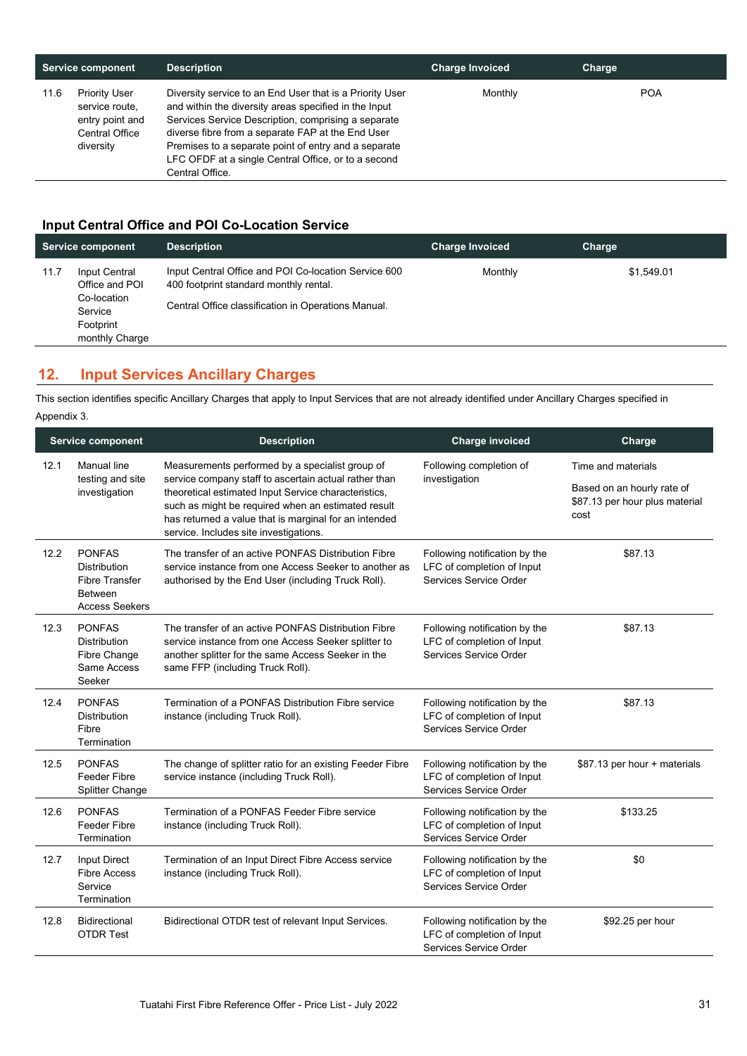| Service component | | Description | Charge Invoiced | Charge |
|---|---|---|---|---|
| 11.6 | Priority User service route, entry point and Central Office diversity | Diversity service to an End User that is a Priority User and within the diversity areas specified in the Input Services Service Description, comprising a separate diverse fibre from a separate FAP at the End User Premises to a separate point of entry and a separate LFC OFDF at a single Central Office, or to a second Central Office. | Monthly | POA |

### Input Central Office and POI Co-Location Service

| Service component | | Description | Charge Invoiced | Charge |
|---|---|---|---|---|
| 11.7 | Input Central Office and POI Co-location Service Footprint monthly Charge | Input Central Office and POI Co-location Service 600 400 footprint standard monthly rental.<br><br>Central Office classification in Operations Manual. | Monthly | $1,549.01 |

## 12. Input Services Ancillary Charges

This section identifies specific Ancillary Charges that apply to Input Services that are not already identified under Ancillary Charges specified in Appendix 3.

| Service component | | Description | Charge invoiced | Charge |
|---|---|---|---|---|
| 12.1 | Manual line testing and site investigation | Measurements performed by a specialist group of service company staff to ascertain actual rather than theoretical estimated Input Service characteristics, such as might be required when an estimated result has returned a value that is marginal for an intended service. Includes site investigations. | Following completion of investigation | Time and materials<br><br>Based on an hourly rate of $87.13 per hour plus material cost |
| 12.2 | PONFAS Distribution Fibre Transfer Between Access Seekers | The transfer of an active PONFAS Distribution Fibre service instance from one Access Seeker to another as authorised by the End User (including Truck Roll). | Following notification by the LFC of completion of Input Services Service Order | $87.13 |
| 12.3 | PONFAS Distribution Fibre Change Same Access Seeker | The transfer of an active PONFAS Distribution Fibre service instance from one Access Seeker splitter to another splitter for the same Access Seeker in the same FFP (including Truck Roll). | Following notification by the LFC of completion of Input Services Service Order | $87.13 |
| 12.4 | PONFAS Distribution Fibre Termination | Termination of a PONFAS Distribution Fibre service instance (including Truck Roll). | Following notification by the LFC of completion of Input Services Service Order | $87.13 |
| 12.5 | PONFAS Feeder Fibre Splitter Change | The change of splitter ratio for an existing Feeder Fibre service instance (including Truck Roll). | Following notification by the LFC of completion of Input Services Service Order | $87.13 per hour + materials |
| 12.6 | PONFAS Feeder Fibre Termination | Termination of a PONFAS Feeder Fibre service instance (including Truck Roll). | Following notification by the LFC of completion of Input Services Service Order | $133.25 |
| 12.7 | Input Direct Fibre Access Service Termination | Termination of an Input Direct Fibre Access service instance (including Truck Roll). | Following notification by the LFC of completion of Input Services Service Order | $0 |
| 12.8 | Bidirectional OTDR Test | Bidirectional OTDR test of relevant Input Services. | Following notification by the LFC of completion of Input Services Service Order | $92.25 per hour |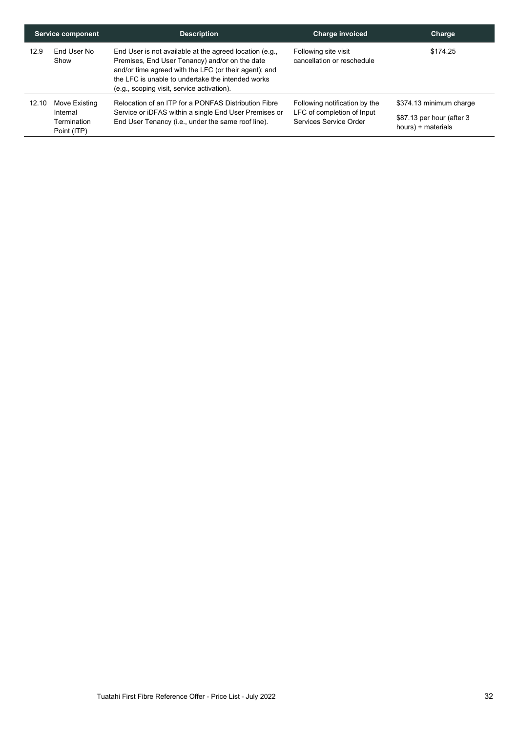| Service component | | Description | Charge invoiced | Charge |
|---|---|---|---|---|
| 12.9 | End User No Show | End User is not available at the agreed location (e.g., Premises, End User Tenancy) and/or on the date and/or time agreed with the LFC (or their agent); and the LFC is unable to undertake the intended works (e.g., scoping visit, service activation). | Following site visit cancellation or reschedule | $174.25 |
| 12.10 | Move Existing Internal Termination Point (ITP) | Relocation of an ITP for a PONFAS Distribution Fibre Service or iDFAS within a single End User Premises or End User Tenancy (i.e., under the same roof line). | Following notification by the LFC of completion of Input Services Service Order | $374.13 minimum charge<br><br>$87.13 per hour (after 3 hours) + materials |